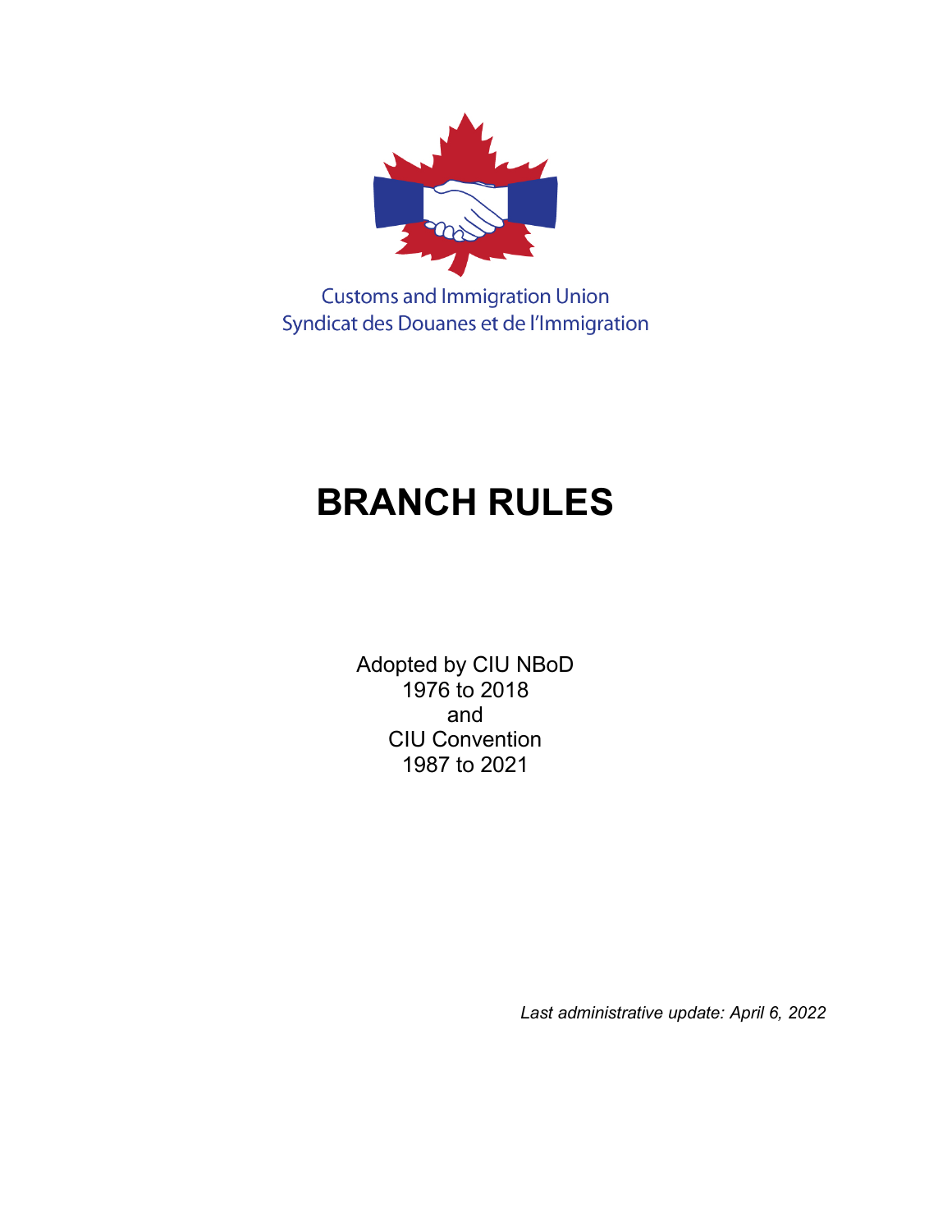Customs and Immigration Union
Syndicat des Douanes et de l'Immigration

# BRANCH RULES

Adopted by CIU NBoD
1976 to 2018
and
CIU Convention
1987 to 2021

*Last administrative update: April 6, 2022*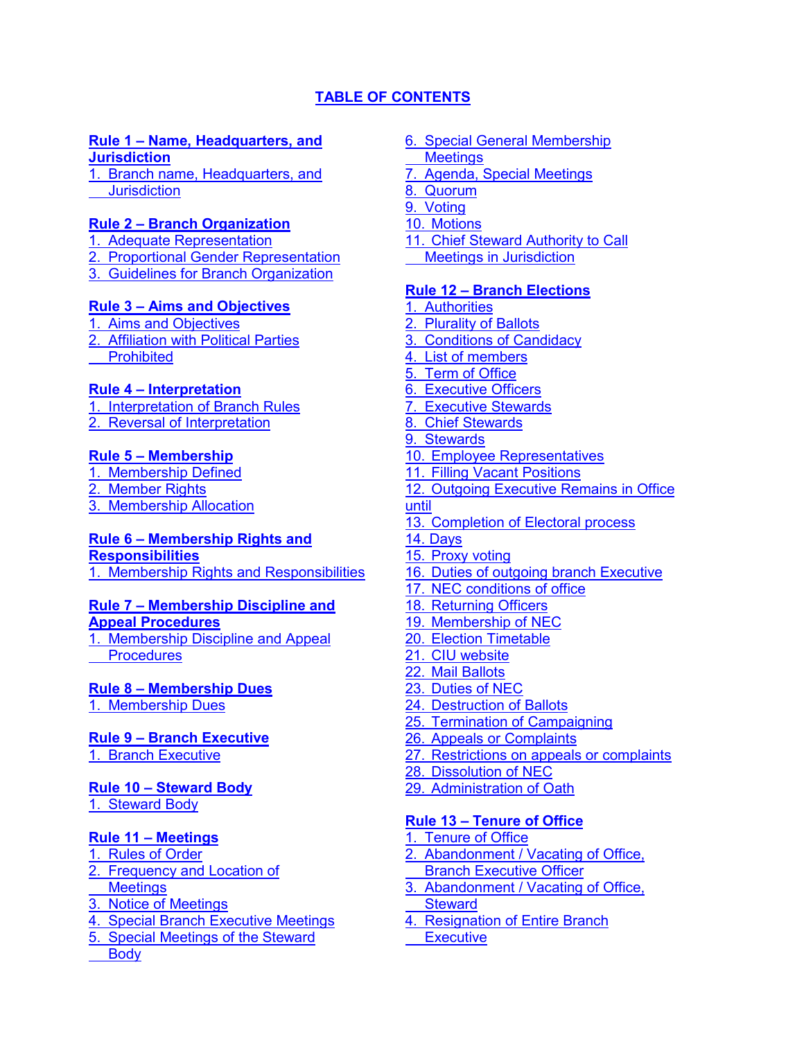# TABLE OF CONTENTS

**Rule 1 – Name, Headquarters, and Jurisdiction**
1. Branch name, Headquarters, and Jurisdiction

**Rule 2 – Branch Organization**
1. Adequate Representation
2. Proportional Gender Representation
3. Guidelines for Branch Organization

**Rule 3 – Aims and Objectives**
1. Aims and Objectives
2. Affiliation with Political Parties Prohibited

**Rule 4 – Interpretation**
1. Interpretation of Branch Rules
2. Reversal of Interpretation

**Rule 5 – Membership**
1. Membership Defined
2. Member Rights
3. Membership Allocation

**Rule 6 – Membership Rights and Responsibilities**
1. Membership Rights and Responsibilities

**Rule 7 – Membership Discipline and Appeal Procedures**
1. Membership Discipline and Appeal Procedures

**Rule 8 – Membership Dues**
1. Membership Dues

**Rule 9 – Branch Executive**
1. Branch Executive

**Rule 10 – Steward Body**
1. Steward Body

**Rule 11 – Meetings**
1. Rules of Order
2. Frequency and Location of Meetings
3. Notice of Meetings
4. Special Branch Executive Meetings
5. Special Meetings of the Steward Body
6. Special General Membership Meetings
7. Agenda, Special Meetings
8. Quorum
9. Voting
10. Motions
11. Chief Steward Authority to Call Meetings in Jurisdiction

**Rule 12 – Branch Elections**
1. Authorities
2. Plurality of Ballots
3. Conditions of Candidacy
4. List of members
5. Term of Office
6. Executive Officers
7. Executive Stewards
8. Chief Stewards
9. Stewards
10. Employee Representatives
11. Filling Vacant Positions
12. Outgoing Executive Remains in Office until
13. Completion of Electoral process
14. Days
15. Proxy voting
16. Duties of outgoing branch Executive
17. NEC conditions of office
18. Returning Officers
19. Membership of NEC
20. Election Timetable
21. CIU website
22. Mail Ballots
23. Duties of NEC
24. Destruction of Ballots
25. Termination of Campaigning
26. Appeals or Complaints
27. Restrictions on appeals or complaints
28. Dissolution of NEC
29. Administration of Oath

**Rule 13 – Tenure of Office**
1. Tenure of Office
2. Abandonment / Vacating of Office, Branch Executive Officer
3. Abandonment / Vacating of Office, Steward
4. Resignation of Entire Branch Executive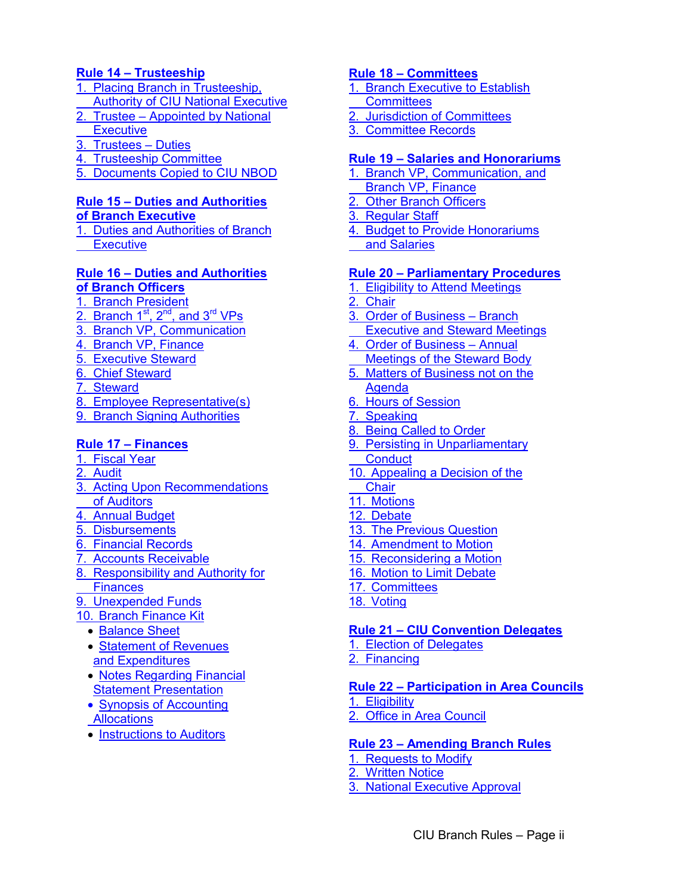**Rule 14 – Trusteeship**

1. Placing Branch in Trusteeship, Authority of CIU National Executive
2. Trustee – Appointed by National Executive
3. Trustees – Duties
4. Trusteeship Committee
5. Documents Copied to CIU NBOD

**Rule 15 – Duties and Authorities of Branch Executive**

1. Duties and Authorities of Branch Executive

**Rule 16 – Duties and Authorities of Branch Officers**

1. Branch President
2. Branch 1st, 2nd, and 3rd VPs
3. Branch VP, Communication
4. Branch VP, Finance
5. Executive Steward
6. Chief Steward
7. Steward
8. Employee Representative(s)
9. Branch Signing Authorities

**Rule 17 – Finances**

1. Fiscal Year
2. Audit
3. Acting Upon Recommendations of Auditors
4. Annual Budget
5. Disbursements
6. Financial Records
7. Accounts Receivable
8. Responsibility and Authority for Finances
9. Unexpended Funds
10. Branch Finance Kit
    - Balance Sheet
    - Statement of Revenues and Expenditures
    - Notes Regarding Financial Statement Presentation
    - Synopsis of Accounting Allocations
    - Instructions to Auditors

**Rule 18 – Committees**

1. Branch Executive to Establish Committees
2. Jurisdiction of Committees
3. Committee Records

**Rule 19 – Salaries and Honorariums**

1. Branch VP, Communication, and Branch VP, Finance
2. Other Branch Officers
3. Regular Staff
4. Budget to Provide Honorariums and Salaries

**Rule 20 – Parliamentary Procedures**

1. Eligibility to Attend Meetings
2. Chair
3. Order of Business – Branch Executive and Steward Meetings
4. Order of Business – Annual Meetings of the Steward Body
5. Matters of Business not on the Agenda
6. Hours of Session
7. Speaking
8. Being Called to Order
9. Persisting in Unparliamentary Conduct
10. Appealing a Decision of the Chair
11. Motions
12. Debate
13. The Previous Question
14. Amendment to Motion
15. Reconsidering a Motion
16. Motion to Limit Debate
17. Committees
18. Voting

**Rule 21 – CIU Convention Delegates**

1. Election of Delegates
2. Financing

**Rule 22 – Participation in Area Councils**

1. Eligibility
2. Office in Area Council

**Rule 23 – Amending Branch Rules**

1. Requests to Modify
2. Written Notice
3. National Executive Approval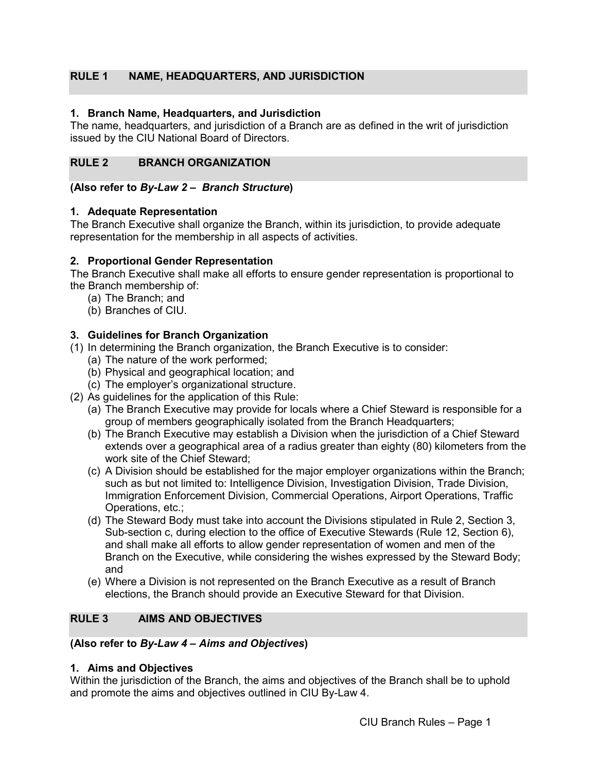## RULE 1 NAME, HEADQUARTERS, AND JURISDICTION

### 1. Branch Name, Headquarters, and Jurisdiction

The name, headquarters, and jurisdiction of a Branch are as defined in the writ of jurisdiction issued by the CIU National Board of Directors.

## RULE 2 BRANCH ORGANIZATION

**(Also refer to *By-Law 2 – Branch Structure*)**

### 1. Adequate Representation

The Branch Executive shall organize the Branch, within its jurisdiction, to provide adequate representation for the membership in all aspects of activities.

### 2. Proportional Gender Representation

The Branch Executive shall make all efforts to ensure gender representation is proportional to the Branch membership of:

(a) The Branch; and
(b) Branches of CIU.

### 3. Guidelines for Branch Organization

(1) In determining the Branch organization, the Branch Executive is to consider:
   (a) The nature of the work performed;
   (b) Physical and geographical location; and
   (c) The employer's organizational structure.

(2) As guidelines for the application of this Rule:
   (a) The Branch Executive may provide for locals where a Chief Steward is responsible for a group of members geographically isolated from the Branch Headquarters;
   (b) The Branch Executive may establish a Division when the jurisdiction of a Chief Steward extends over a geographical area of a radius greater than eighty (80) kilometers from the work site of the Chief Steward;
   (c) A Division should be established for the major employer organizations within the Branch; such as but not limited to: Intelligence Division, Investigation Division, Trade Division, Immigration Enforcement Division, Commercial Operations, Airport Operations, Traffic Operations, etc.;
   (d) The Steward Body must take into account the Divisions stipulated in Rule 2, Section 3, Sub-section c, during election to the office of Executive Stewards (Rule 12, Section 6), and shall make all efforts to allow gender representation of women and men of the Branch on the Executive, while considering the wishes expressed by the Steward Body; and
   (e) Where a Division is not represented on the Branch Executive as a result of Branch elections, the Branch should provide an Executive Steward for that Division.

## RULE 3 AIMS AND OBJECTIVES

**(Also refer to *By-Law 4 – Aims and Objectives*)**

### 1. Aims and Objectives

Within the jurisdiction of the Branch, the aims and objectives of the Branch shall be to uphold and promote the aims and objectives outlined in CIU By-Law 4.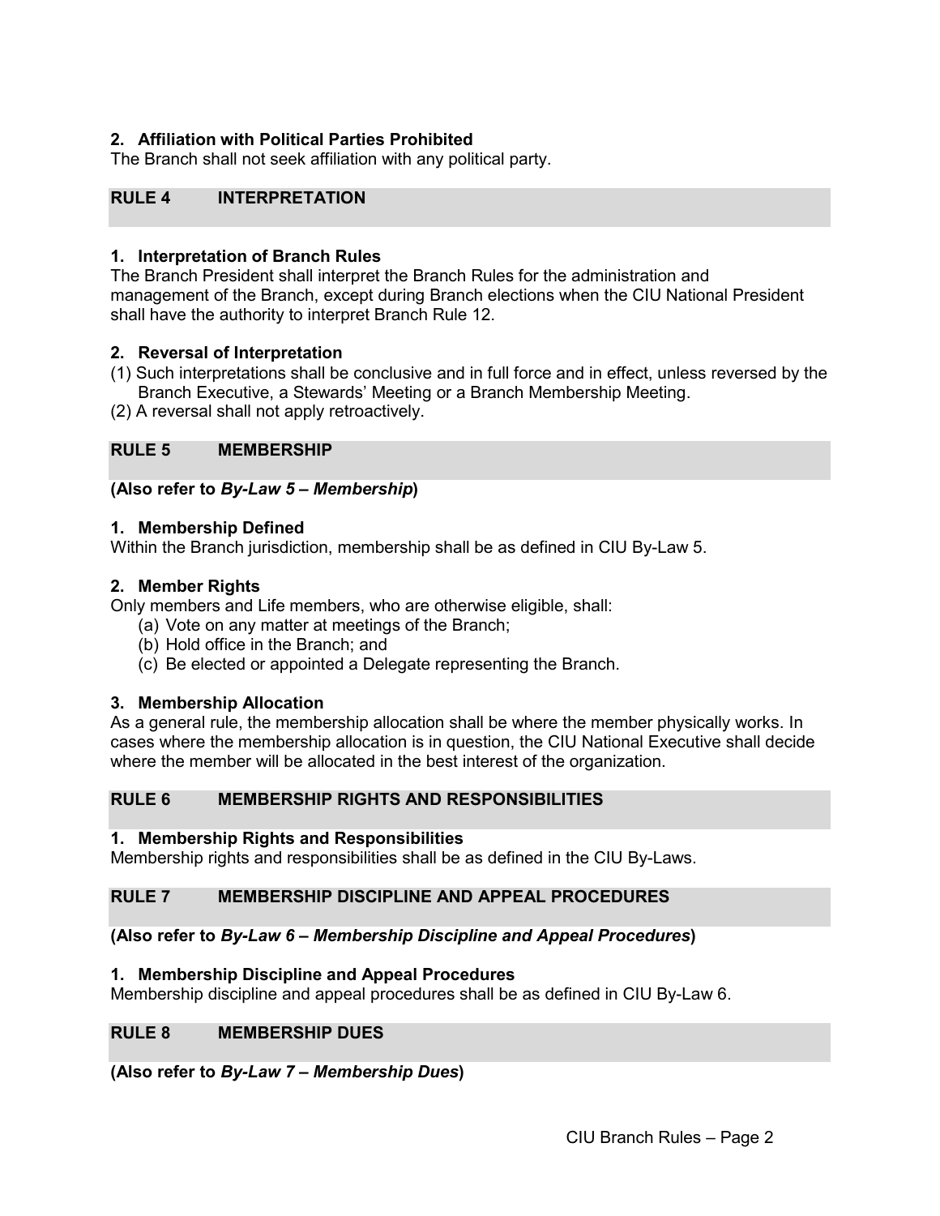**2. Affiliation with Political Parties Prohibited**
The Branch shall not seek affiliation with any political party.

## RULE 4 INTERPRETATION

**1. Interpretation of Branch Rules**
The Branch President shall interpret the Branch Rules for the administration and management of the Branch, except during Branch elections when the CIU National President shall have the authority to interpret Branch Rule 12.

**2. Reversal of Interpretation**
(1) Such interpretations shall be conclusive and in full force and in effect, unless reversed by the Branch Executive, a Stewards' Meeting or a Branch Membership Meeting.
(2) A reversal shall not apply retroactively.

## RULE 5 MEMBERSHIP

**(Also refer to *By-Law 5 – Membership*)**

**1. Membership Defined**
Within the Branch jurisdiction, membership shall be as defined in CIU By-Law 5.

**2. Member Rights**
Only members and Life members, who are otherwise eligible, shall:
- (a) Vote on any matter at meetings of the Branch;
- (b) Hold office in the Branch; and
- (c) Be elected or appointed a Delegate representing the Branch.

**3. Membership Allocation**
As a general rule, the membership allocation shall be where the member physically works. In cases where the membership allocation is in question, the CIU National Executive shall decide where the member will be allocated in the best interest of the organization.

## RULE 6 MEMBERSHIP RIGHTS AND RESPONSIBILITIES

**1. Membership Rights and Responsibilities**
Membership rights and responsibilities shall be as defined in the CIU By-Laws.

## RULE 7 MEMBERSHIP DISCIPLINE AND APPEAL PROCEDURES

**(Also refer to *By-Law 6 – Membership Discipline and Appeal Procedures*)**

**1. Membership Discipline and Appeal Procedures**
Membership discipline and appeal procedures shall be as defined in CIU By-Law 6.

## RULE 8 MEMBERSHIP DUES

**(Also refer to *By-Law 7 – Membership Dues*)**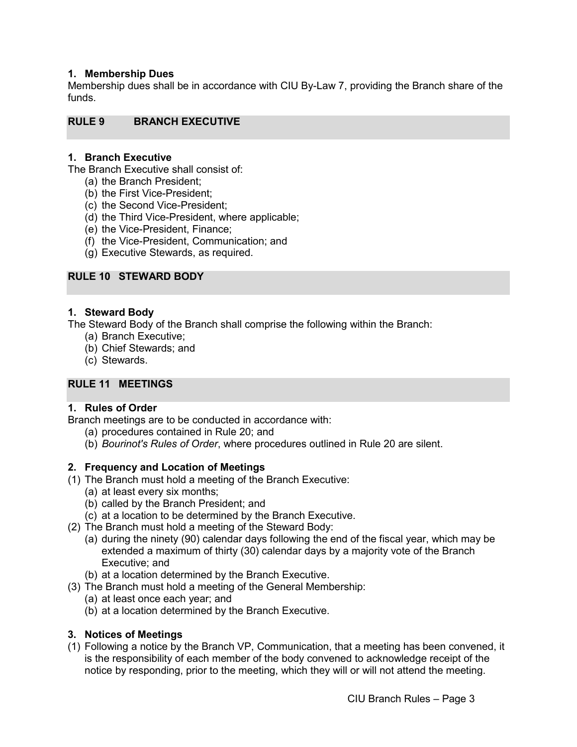### 1. Membership Dues

Membership dues shall be in accordance with CIU By-Law 7, providing the Branch share of the funds.

## RULE 9 BRANCH EXECUTIVE

### 1. Branch Executive

The Branch Executive shall consist of:

(a) the Branch President;
(b) the First Vice-President;
(c) the Second Vice-President;
(d) the Third Vice-President, where applicable;
(e) the Vice-President, Finance;
(f) the Vice-President, Communication; and
(g) Executive Stewards, as required.

## RULE 10 STEWARD BODY

### 1. Steward Body

The Steward Body of the Branch shall comprise the following within the Branch:

(a) Branch Executive;
(b) Chief Stewards; and
(c) Stewards.

## RULE 11 MEETINGS

### 1. Rules of Order

Branch meetings are to be conducted in accordance with:

(a) procedures contained in Rule 20; and
(b) *Bourinot's Rules of Order*, where procedures outlined in Rule 20 are silent.

### 2. Frequency and Location of Meetings

(1) The Branch must hold a meeting of the Branch Executive:
   (a) at least every six months;
   (b) called by the Branch President; and
   (c) at a location to be determined by the Branch Executive.

(2) The Branch must hold a meeting of the Steward Body:
   (a) during the ninety (90) calendar days following the end of the fiscal year, which may be extended a maximum of thirty (30) calendar days by a majority vote of the Branch Executive; and
   (b) at a location determined by the Branch Executive.

(3) The Branch must hold a meeting of the General Membership:
   (a) at least once each year; and
   (b) at a location determined by the Branch Executive.

### 3. Notices of Meetings

(1) Following a notice by the Branch VP, Communication, that a meeting has been convened, it is the responsibility of each member of the body convened to acknowledge receipt of the notice by responding, prior to the meeting, which they will or will not attend the meeting.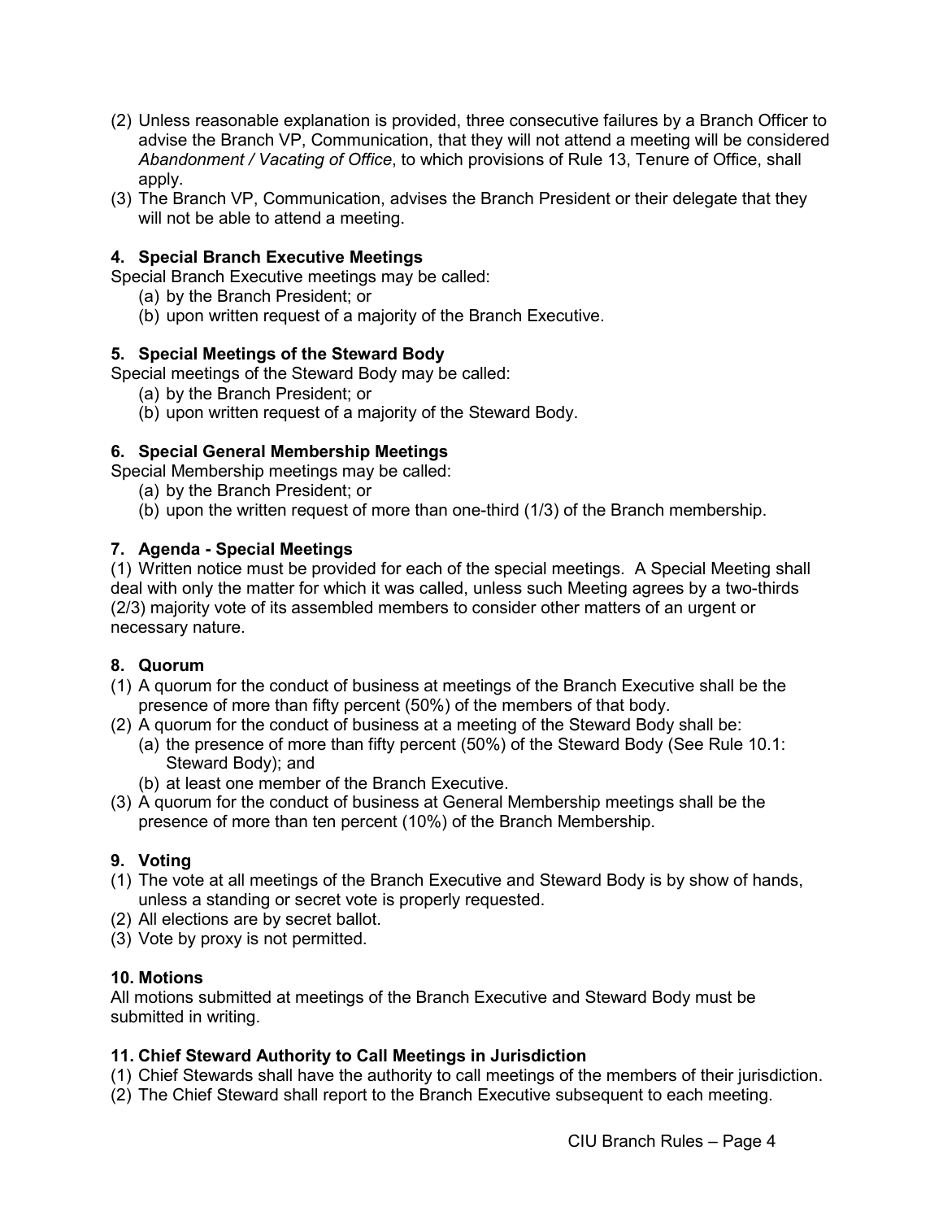(2) Unless reasonable explanation is provided, three consecutive failures by a Branch Officer to advise the Branch VP, Communication, that they will not attend a meeting will be considered *Abandonment / Vacating of Office*, to which provisions of Rule 13, Tenure of Office, shall apply.

(3) The Branch VP, Communication, advises the Branch President or their delegate that they will not be able to attend a meeting.

### 4. Special Branch Executive Meetings

Special Branch Executive meetings may be called:

(a) by the Branch President; or
(b) upon written request of a majority of the Branch Executive.

### 5. Special Meetings of the Steward Body

Special meetings of the Steward Body may be called:

(a) by the Branch President; or
(b) upon written request of a majority of the Steward Body.

### 6. Special General Membership Meetings

Special Membership meetings may be called:

(a) by the Branch President; or
(b) upon the written request of more than one-third (1/3) of the Branch membership.

### 7. Agenda - Special Meetings

(1) Written notice must be provided for each of the special meetings. A Special Meeting shall deal with only the matter for which it was called, unless such Meeting agrees by a two-thirds (2/3) majority vote of its assembled members to consider other matters of an urgent or necessary nature.

### 8. Quorum

(1) A quorum for the conduct of business at meetings of the Branch Executive shall be the presence of more than fifty percent (50%) of the members of that body.

(2) A quorum for the conduct of business at a meeting of the Steward Body shall be:

(a) the presence of more than fifty percent (50%) of the Steward Body (See Rule 10.1: Steward Body); and
(b) at least one member of the Branch Executive.

(3) A quorum for the conduct of business at General Membership meetings shall be the presence of more than ten percent (10%) of the Branch Membership.

### 9. Voting

(1) The vote at all meetings of the Branch Executive and Steward Body is by show of hands, unless a standing or secret vote is properly requested.

(2) All elections are by secret ballot.

(3) Vote by proxy is not permitted.

### 10. Motions

All motions submitted at meetings of the Branch Executive and Steward Body must be submitted in writing.

### 11. Chief Steward Authority to Call Meetings in Jurisdiction

(1) Chief Stewards shall have the authority to call meetings of the members of their jurisdiction.

(2) The Chief Steward shall report to the Branch Executive subsequent to each meeting.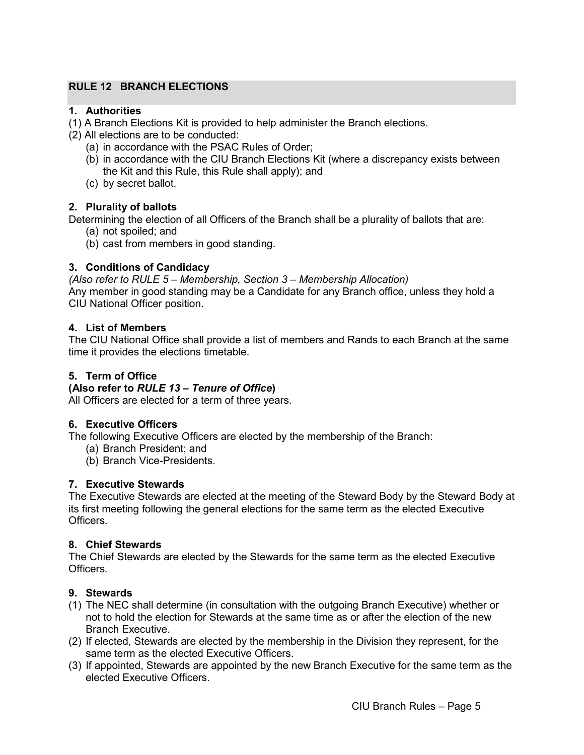## RULE 12 BRANCH ELECTIONS

### 1. Authorities

(1) A Branch Elections Kit is provided to help administer the Branch elections.

(2) All elections are to be conducted:

- (a) in accordance with the PSAC Rules of Order;
- (b) in accordance with the CIU Branch Elections Kit (where a discrepancy exists between the Kit and this Rule, this Rule shall apply); and
- (c) by secret ballot.

### 2. Plurality of ballots

Determining the election of all Officers of the Branch shall be a plurality of ballots that are:

- (a) not spoiled; and
- (b) cast from members in good standing.

### 3. Conditions of Candidacy

*(Also refer to RULE 5 – Membership, Section 3 – Membership Allocation)*

Any member in good standing may be a Candidate for any Branch office, unless they hold a CIU National Officer position.

### 4. List of Members

The CIU National Office shall provide a list of members and Rands to each Branch at the same time it provides the elections timetable.

### 5. Term of Office

**(Also refer to *RULE 13 – Tenure of Office*)**

All Officers are elected for a term of three years.

### 6. Executive Officers

The following Executive Officers are elected by the membership of the Branch:

- (a) Branch President; and
- (b) Branch Vice-Presidents.

### 7. Executive Stewards

The Executive Stewards are elected at the meeting of the Steward Body by the Steward Body at its first meeting following the general elections for the same term as the elected Executive Officers.

### 8. Chief Stewards

The Chief Stewards are elected by the Stewards for the same term as the elected Executive Officers.

### 9. Stewards

(1) The NEC shall determine (in consultation with the outgoing Branch Executive) whether or not to hold the election for Stewards at the same time as or after the election of the new Branch Executive.

(2) If elected, Stewards are elected by the membership in the Division they represent, for the same term as the elected Executive Officers.

(3) If appointed, Stewards are appointed by the new Branch Executive for the same term as the elected Executive Officers.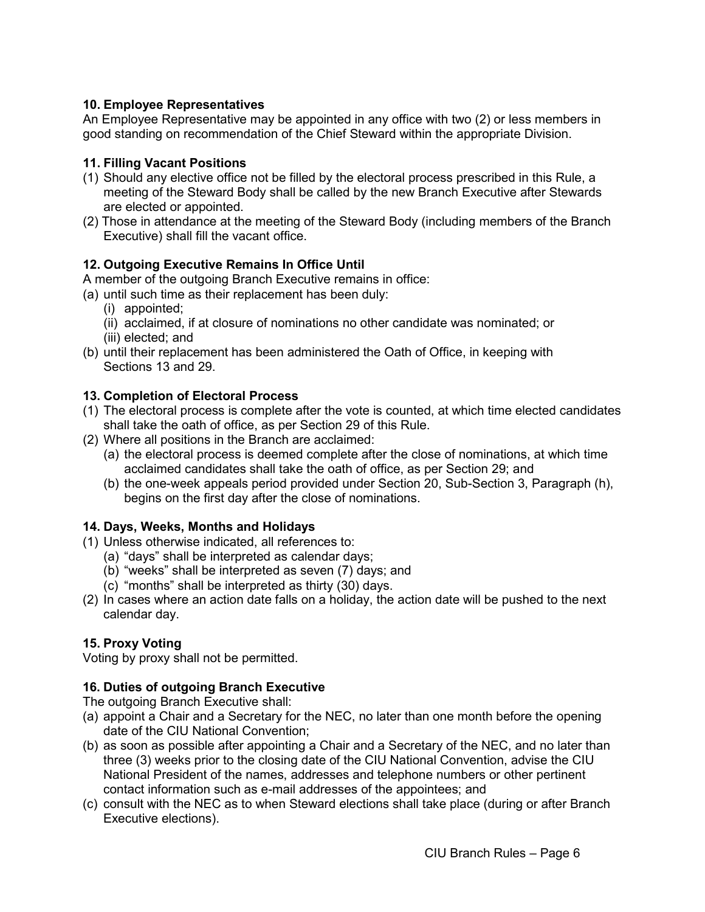**10. Employee Representatives**

An Employee Representative may be appointed in any office with two (2) or less members in good standing on recommendation of the Chief Steward within the appropriate Division.

**11. Filling Vacant Positions**

(1) Should any elective office not be filled by the electoral process prescribed in this Rule, a meeting of the Steward Body shall be called by the new Branch Executive after Stewards are elected or appointed.

(2) Those in attendance at the meeting of the Steward Body (including members of the Branch Executive) shall fill the vacant office.

**12. Outgoing Executive Remains In Office Until**

A member of the outgoing Branch Executive remains in office:

(a) until such time as their replacement has been duly:
  (i) appointed;
  (ii) acclaimed, if at closure of nominations no other candidate was nominated; or
  (iii) elected; and

(b) until their replacement has been administered the Oath of Office, in keeping with Sections 13 and 29.

**13. Completion of Electoral Process**

(1) The electoral process is complete after the vote is counted, at which time elected candidates shall take the oath of office, as per Section 29 of this Rule.

(2) Where all positions in the Branch are acclaimed:
  (a) the electoral process is deemed complete after the close of nominations, at which time acclaimed candidates shall take the oath of office, as per Section 29; and
  (b) the one-week appeals period provided under Section 20, Sub-Section 3, Paragraph (h), begins on the first day after the close of nominations.

**14. Days, Weeks, Months and Holidays**

(1) Unless otherwise indicated, all references to:
  (a) "days" shall be interpreted as calendar days;
  (b) "weeks" shall be interpreted as seven (7) days; and
  (c) "months" shall be interpreted as thirty (30) days.

(2) In cases where an action date falls on a holiday, the action date will be pushed to the next calendar day.

**15. Proxy Voting**

Voting by proxy shall not be permitted.

**16. Duties of outgoing Branch Executive**

The outgoing Branch Executive shall:

(a) appoint a Chair and a Secretary for the NEC, no later than one month before the opening date of the CIU National Convention;

(b) as soon as possible after appointing a Chair and a Secretary of the NEC, and no later than three (3) weeks prior to the closing date of the CIU National Convention, advise the CIU National President of the names, addresses and telephone numbers or other pertinent contact information such as e-mail addresses of the appointees; and

(c) consult with the NEC as to when Steward elections shall take place (during or after Branch Executive elections).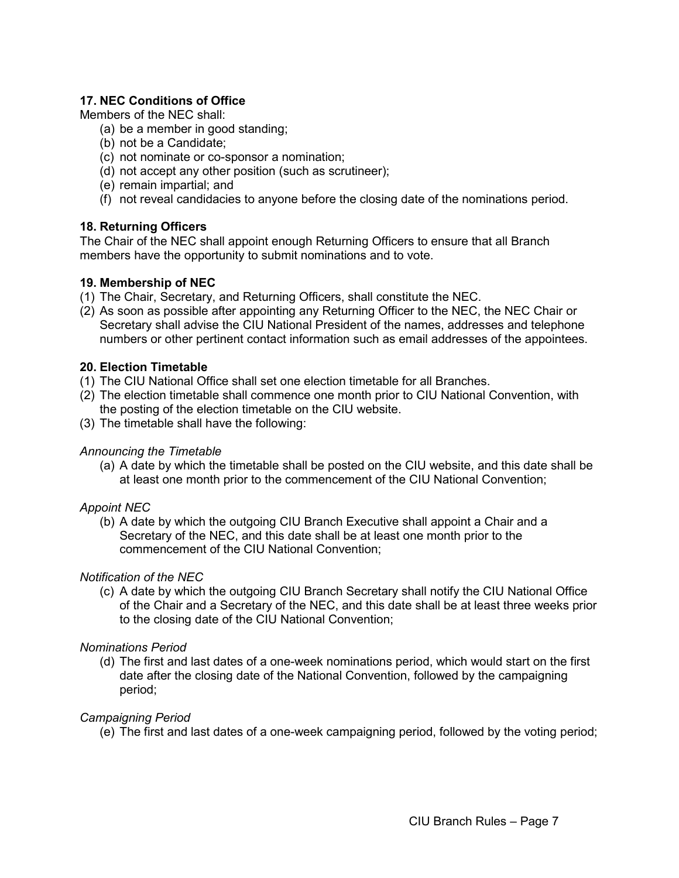**17. NEC Conditions of Office**

Members of the NEC shall:

(a) be a member in good standing;
(b) not be a Candidate;
(c) not nominate or co-sponsor a nomination;
(d) not accept any other position (such as scrutineer);
(e) remain impartial; and
(f) not reveal candidacies to anyone before the closing date of the nominations period.

**18. Returning Officers**

The Chair of the NEC shall appoint enough Returning Officers to ensure that all Branch members have the opportunity to submit nominations and to vote.

**19. Membership of NEC**

(1) The Chair, Secretary, and Returning Officers, shall constitute the NEC.
(2) As soon as possible after appointing any Returning Officer to the NEC, the NEC Chair or Secretary shall advise the CIU National President of the names, addresses and telephone numbers or other pertinent contact information such as email addresses of the appointees.

**20. Election Timetable**

(1) The CIU National Office shall set one election timetable for all Branches.
(2) The election timetable shall commence one month prior to CIU National Convention, with the posting of the election timetable on the CIU website.
(3) The timetable shall have the following:

*Announcing the Timetable*

(a) A date by which the timetable shall be posted on the CIU website, and this date shall be at least one month prior to the commencement of the CIU National Convention;

*Appoint NEC*

(b) A date by which the outgoing CIU Branch Executive shall appoint a Chair and a Secretary of the NEC, and this date shall be at least one month prior to the commencement of the CIU National Convention;

*Notification of the NEC*

(c) A date by which the outgoing CIU Branch Secretary shall notify the CIU National Office of the Chair and a Secretary of the NEC, and this date shall be at least three weeks prior to the closing date of the CIU National Convention;

*Nominations Period*

(d) The first and last dates of a one-week nominations period, which would start on the first date after the closing date of the National Convention, followed by the campaigning period;

*Campaigning Period*

(e) The first and last dates of a one-week campaigning period, followed by the voting period;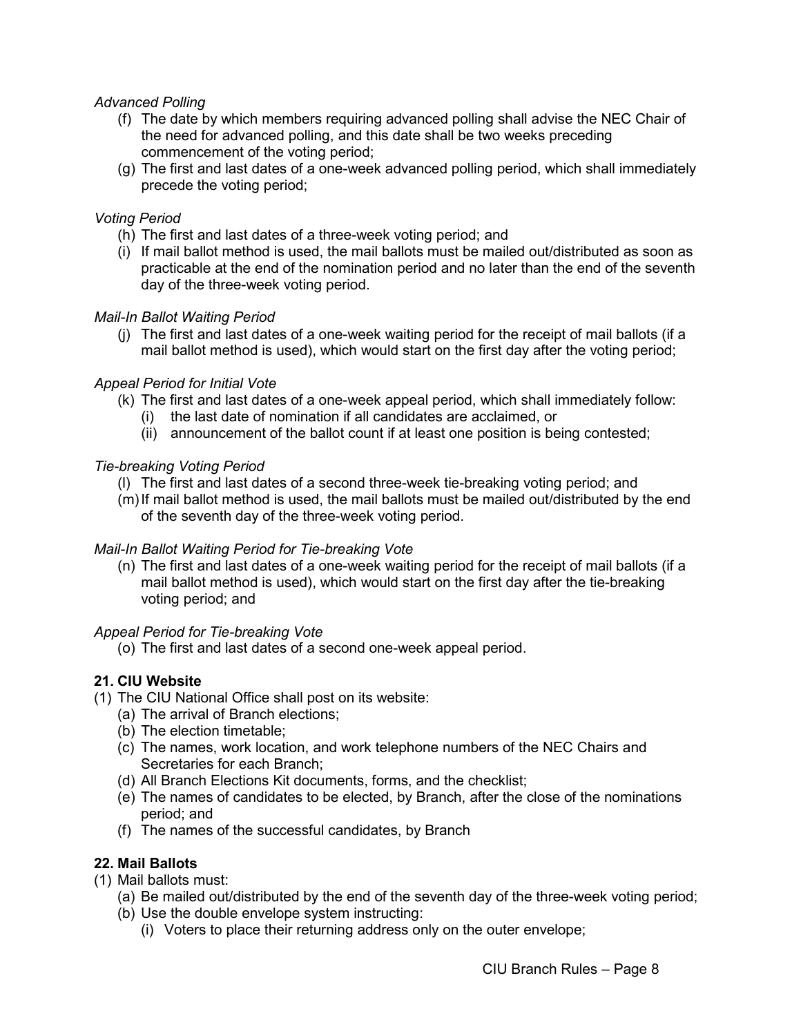*Advanced Polling*

(f) The date by which members requiring advanced polling shall advise the NEC Chair of the need for advanced polling, and this date shall be two weeks preceding commencement of the voting period;

(g) The first and last dates of a one-week advanced polling period, which shall immediately precede the voting period;

*Voting Period*

(h) The first and last dates of a three-week voting period; and

(i) If mail ballot method is used, the mail ballots must be mailed out/distributed as soon as practicable at the end of the nomination period and no later than the end of the seventh day of the three-week voting period.

*Mail-In Ballot Waiting Period*

(j) The first and last dates of a one-week waiting period for the receipt of mail ballots (if a mail ballot method is used), which would start on the first day after the voting period;

*Appeal Period for Initial Vote*

(k) The first and last dates of a one-week appeal period, which shall immediately follow:
   - (i) the last date of nomination if all candidates are acclaimed, or
   - (ii) announcement of the ballot count if at least one position is being contested;

*Tie-breaking Voting Period*

(l) The first and last dates of a second three-week tie-breaking voting period; and

(m) If mail ballot method is used, the mail ballots must be mailed out/distributed by the end of the seventh day of the three-week voting period.

*Mail-In Ballot Waiting Period for Tie-breaking Vote*

(n) The first and last dates of a one-week waiting period for the receipt of mail ballots (if a mail ballot method is used), which would start on the first day after the tie-breaking voting period; and

*Appeal Period for Tie-breaking Vote*

(o) The first and last dates of a second one-week appeal period.

**21. CIU Website**

(1) The CIU National Office shall post on its website:
   - (a) The arrival of Branch elections;
   - (b) The election timetable;
   - (c) The names, work location, and work telephone numbers of the NEC Chairs and Secretaries for each Branch;
   - (d) All Branch Elections Kit documents, forms, and the checklist;
   - (e) The names of candidates to be elected, by Branch, after the close of the nominations period; and
   - (f) The names of the successful candidates, by Branch

**22. Mail Ballots**

(1) Mail ballots must:
   - (a) Be mailed out/distributed by the end of the seventh day of the three-week voting period;
   - (b) Use the double envelope system instructing:
      - (i) Voters to place their returning address only on the outer envelope;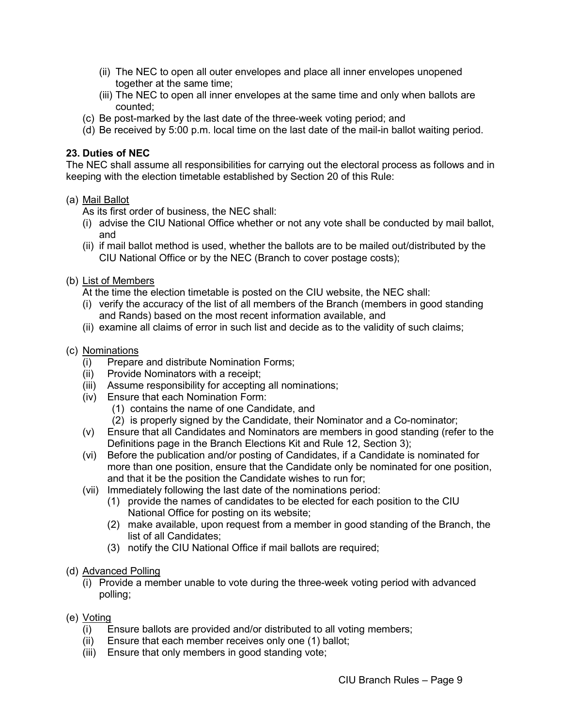(ii) The NEC to open all outer envelopes and place all inner envelopes unopened together at the same time;
(iii) The NEC to open all inner envelopes at the same time and only when ballots are counted;

(c) Be post-marked by the last date of the three-week voting period; and
(d) Be received by 5:00 p.m. local time on the last date of the mail-in ballot waiting period.

**23. Duties of NEC**

The NEC shall assume all responsibilities for carrying out the electoral process as follows and in keeping with the election timetable established by Section 20 of this Rule:

(a) Mail Ballot
As its first order of business, the NEC shall:
(i) advise the CIU National Office whether or not any vote shall be conducted by mail ballot, and
(ii) if mail ballot method is used, whether the ballots are to be mailed out/distributed by the CIU National Office or by the NEC (Branch to cover postage costs);

(b) List of Members
At the time the election timetable is posted on the CIU website, the NEC shall:
(i) verify the accuracy of the list of all members of the Branch (members in good standing and Rands) based on the most recent information available, and
(ii) examine all claims of error in such list and decide as to the validity of such claims;

(c) Nominations
(i) Prepare and distribute Nomination Forms;
(ii) Provide Nominators with a receipt;
(iii) Assume responsibility for accepting all nominations;
(iv) Ensure that each Nomination Form:
(1) contains the name of one Candidate, and
(2) is properly signed by the Candidate, their Nominator and a Co-nominator;
(v) Ensure that all Candidates and Nominators are members in good standing (refer to the Definitions page in the Branch Elections Kit and Rule 12, Section 3);
(vi) Before the publication and/or posting of Candidates, if a Candidate is nominated for more than one position, ensure that the Candidate only be nominated for one position, and that it be the position the Candidate wishes to run for;
(vii) Immediately following the last date of the nominations period:
(1) provide the names of candidates to be elected for each position to the CIU National Office for posting on its website;
(2) make available, upon request from a member in good standing of the Branch, the list of all Candidates;
(3) notify the CIU National Office if mail ballots are required;

(d) Advanced Polling
(i) Provide a member unable to vote during the three-week voting period with advanced polling;

(e) Voting
(i) Ensure ballots are provided and/or distributed to all voting members;
(ii) Ensure that each member receives only one (1) ballot;
(iii) Ensure that only members in good standing vote;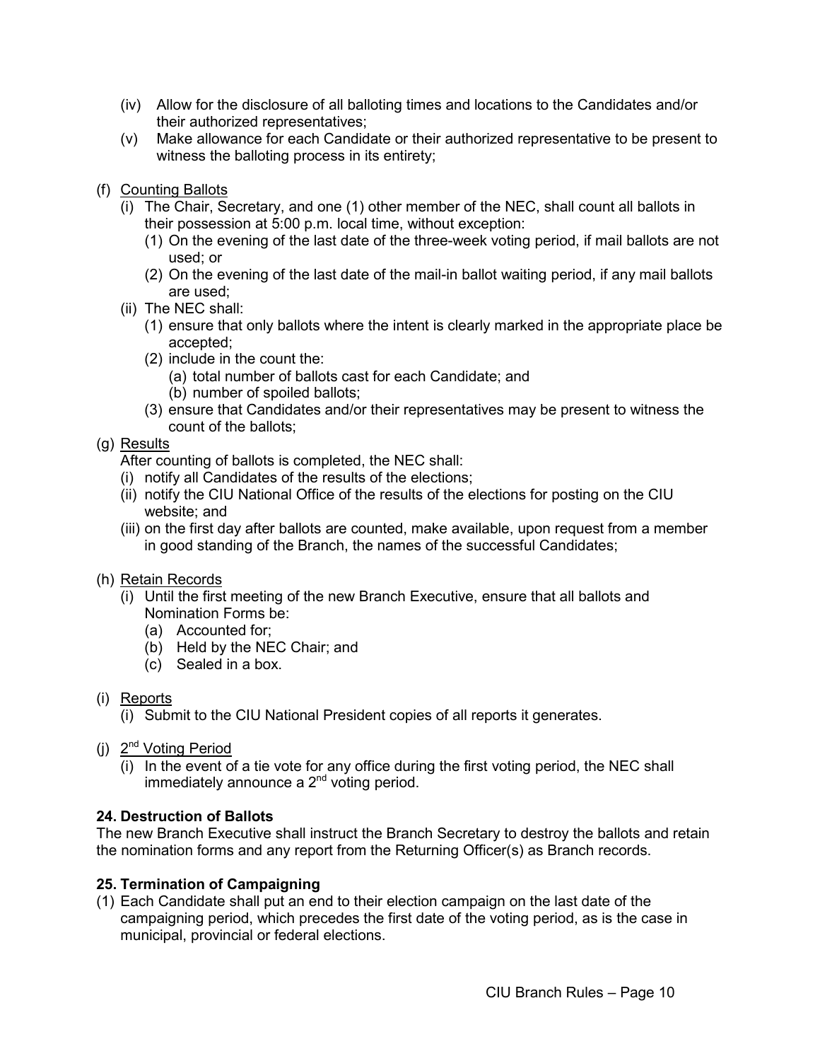(iv) Allow for the disclosure of all balloting times and locations to the Candidates and/or their authorized representatives;

(v) Make allowance for each Candidate or their authorized representative to be present to witness the balloting process in its entirety;

(f) Counting Ballots

(i) The Chair, Secretary, and one (1) other member of the NEC, shall count all ballots in their possession at 5:00 p.m. local time, without exception:

(1) On the evening of the last date of the three-week voting period, if mail ballots are not used; or

(2) On the evening of the last date of the mail-in ballot waiting period, if any mail ballots are used;

(ii) The NEC shall:

(1) ensure that only ballots where the intent is clearly marked in the appropriate place be accepted;

(2) include in the count the:

(a) total number of ballots cast for each Candidate; and

(b) number of spoiled ballots;

(3) ensure that Candidates and/or their representatives may be present to witness the count of the ballots;

(g) Results

After counting of ballots is completed, the NEC shall:

(i) notify all Candidates of the results of the elections;

(ii) notify the CIU National Office of the results of the elections for posting on the CIU website; and

(iii) on the first day after ballots are counted, make available, upon request from a member in good standing of the Branch, the names of the successful Candidates;

(h) Retain Records

(i) Until the first meeting of the new Branch Executive, ensure that all ballots and Nomination Forms be:

(a) Accounted for;

(b) Held by the NEC Chair; and

(c) Sealed in a box.

(i) Reports

(i) Submit to the CIU National President copies of all reports it generates.

(j) 2nd Voting Period

(i) In the event of a tie vote for any office during the first voting period, the NEC shall immediately announce a 2nd voting period.

**24. Destruction of Ballots**

The new Branch Executive shall instruct the Branch Secretary to destroy the ballots and retain the nomination forms and any report from the Returning Officer(s) as Branch records.

**25. Termination of Campaigning**

(1) Each Candidate shall put an end to their election campaign on the last date of the campaigning period, which precedes the first date of the voting period, as is the case in municipal, provincial or federal elections.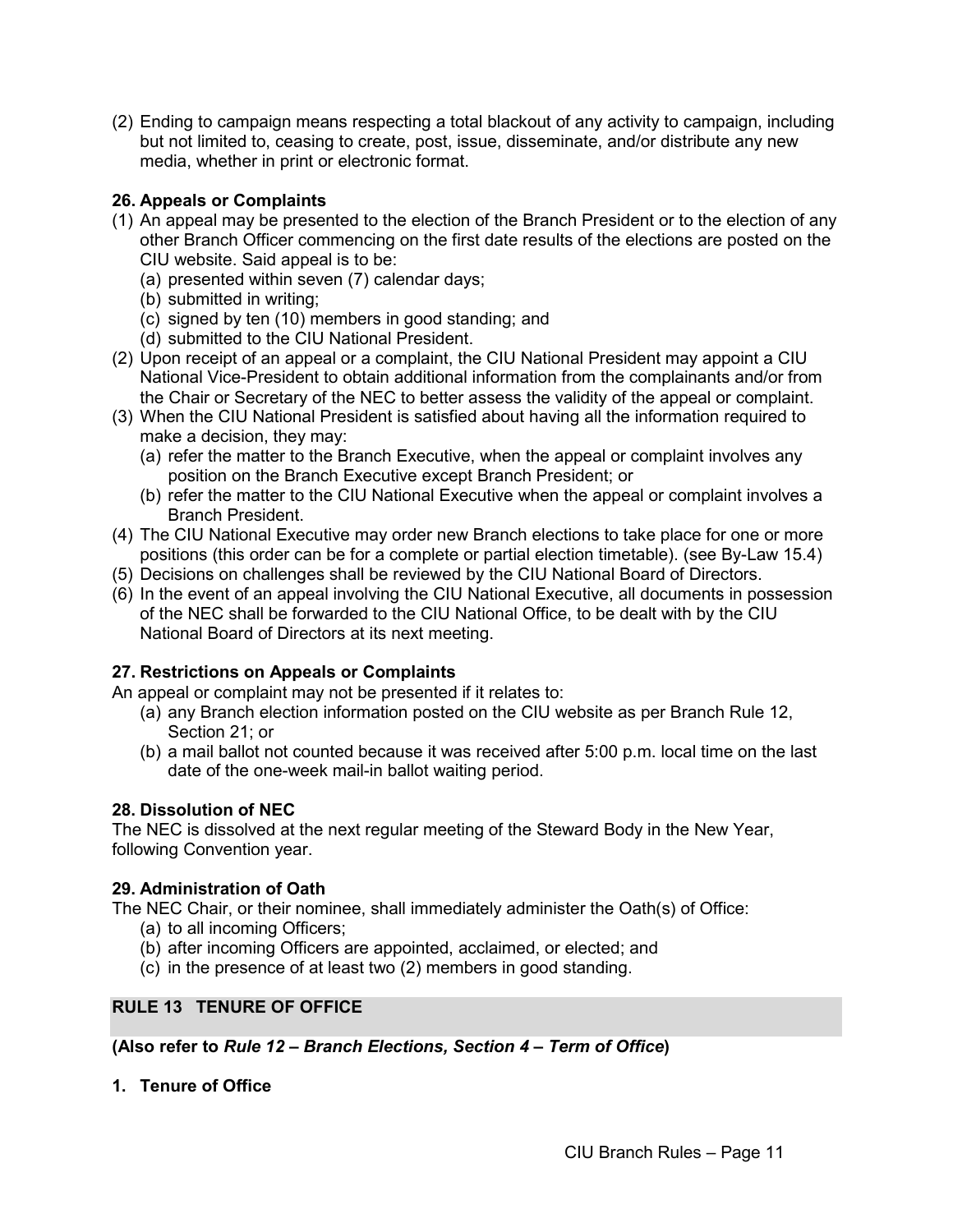(2) Ending to campaign means respecting a total blackout of any activity to campaign, including but not limited to, ceasing to create, post, issue, disseminate, and/or distribute any new media, whether in print or electronic format.

**26. Appeals or Complaints**

(1) An appeal may be presented to the election of the Branch President or to the election of any other Branch Officer commencing on the first date results of the elections are posted on the CIU website. Said appeal is to be:
   (a) presented within seven (7) calendar days;
   (b) submitted in writing;
   (c) signed by ten (10) members in good standing; and
   (d) submitted to the CIU National President.

(2) Upon receipt of an appeal or a complaint, the CIU National President may appoint a CIU National Vice-President to obtain additional information from the complainants and/or from the Chair or Secretary of the NEC to better assess the validity of the appeal or complaint.

(3) When the CIU National President is satisfied about having all the information required to make a decision, they may:
   (a) refer the matter to the Branch Executive, when the appeal or complaint involves any position on the Branch Executive except Branch President; or
   (b) refer the matter to the CIU National Executive when the appeal or complaint involves a Branch President.

(4) The CIU National Executive may order new Branch elections to take place for one or more positions (this order can be for a complete or partial election timetable). (see By-Law 15.4)

(5) Decisions on challenges shall be reviewed by the CIU National Board of Directors.

(6) In the event of an appeal involving the CIU National Executive, all documents in possession of the NEC shall be forwarded to the CIU National Office, to be dealt with by the CIU National Board of Directors at its next meeting.

**27. Restrictions on Appeals or Complaints**

An appeal or complaint may not be presented if it relates to:
   (a) any Branch election information posted on the CIU website as per Branch Rule 12, Section 21; or
   (b) a mail ballot not counted because it was received after 5:00 p.m. local time on the last date of the one-week mail-in ballot waiting period.

**28. Dissolution of NEC**

The NEC is dissolved at the next regular meeting of the Steward Body in the New Year, following Convention year.

**29. Administration of Oath**

The NEC Chair, or their nominee, shall immediately administer the Oath(s) of Office:
   (a) to all incoming Officers;
   (b) after incoming Officers are appointed, acclaimed, or elected; and
   (c) in the presence of at least two (2) members in good standing.

## RULE 13 TENURE OF OFFICE

**(Also refer to *Rule 12 – Branch Elections, Section 4 – Term of Office*)**

**1. Tenure of Office**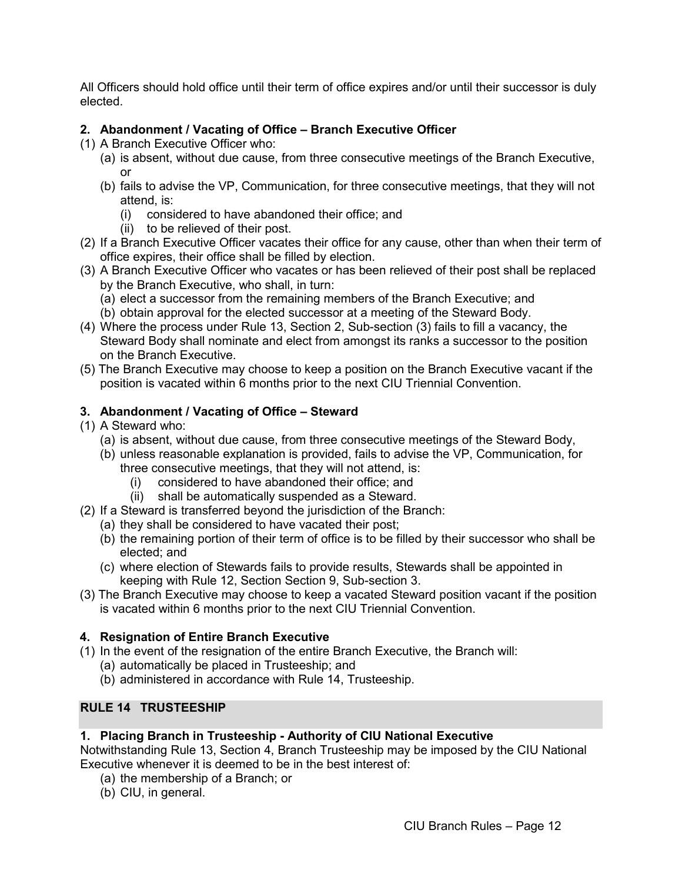All Officers should hold office until their term of office expires and/or until their successor is duly elected.

### 2. Abandonment / Vacating of Office – Branch Executive Officer

(1) A Branch Executive Officer who:
   - (a) is absent, without due cause, from three consecutive meetings of the Branch Executive, or
   - (b) fails to advise the VP, Communication, for three consecutive meetings, that they will not attend, is:
     - (i) considered to have abandoned their office; and
     - (ii) to be relieved of their post.

(2) If a Branch Executive Officer vacates their office for any cause, other than when their term of office expires, their office shall be filled by election.

(3) A Branch Executive Officer who vacates or has been relieved of their post shall be replaced by the Branch Executive, who shall, in turn:
   - (a) elect a successor from the remaining members of the Branch Executive; and
   - (b) obtain approval for the elected successor at a meeting of the Steward Body.

(4) Where the process under Rule 13, Section 2, Sub-section (3) fails to fill a vacancy, the Steward Body shall nominate and elect from amongst its ranks a successor to the position on the Branch Executive.

(5) The Branch Executive may choose to keep a position on the Branch Executive vacant if the position is vacated within 6 months prior to the next CIU Triennial Convention.

### 3. Abandonment / Vacating of Office – Steward

(1) A Steward who:
   - (a) is absent, without due cause, from three consecutive meetings of the Steward Body,
   - (b) unless reasonable explanation is provided, fails to advise the VP, Communication, for three consecutive meetings, that they will not attend, is:
     - (i) considered to have abandoned their office; and
     - (ii) shall be automatically suspended as a Steward.

(2) If a Steward is transferred beyond the jurisdiction of the Branch:
   - (a) they shall be considered to have vacated their post;
   - (b) the remaining portion of their term of office is to be filled by their successor who shall be elected; and
   - (c) where election of Stewards fails to provide results, Stewards shall be appointed in keeping with Rule 12, Section Section 9, Sub-section 3.

(3) The Branch Executive may choose to keep a vacated Steward position vacant if the position is vacated within 6 months prior to the next CIU Triennial Convention.

### 4. Resignation of Entire Branch Executive

(1) In the event of the resignation of the entire Branch Executive, the Branch will:
   - (a) automatically be placed in Trusteeship; and
   - (b) administered in accordance with Rule 14, Trusteeship.

## RULE 14 TRUSTEESHIP

### 1. Placing Branch in Trusteeship - Authority of CIU National Executive

Notwithstanding Rule 13, Section 4, Branch Trusteeship may be imposed by the CIU National Executive whenever it is deemed to be in the best interest of:

- (a) the membership of a Branch; or
- (b) CIU, in general.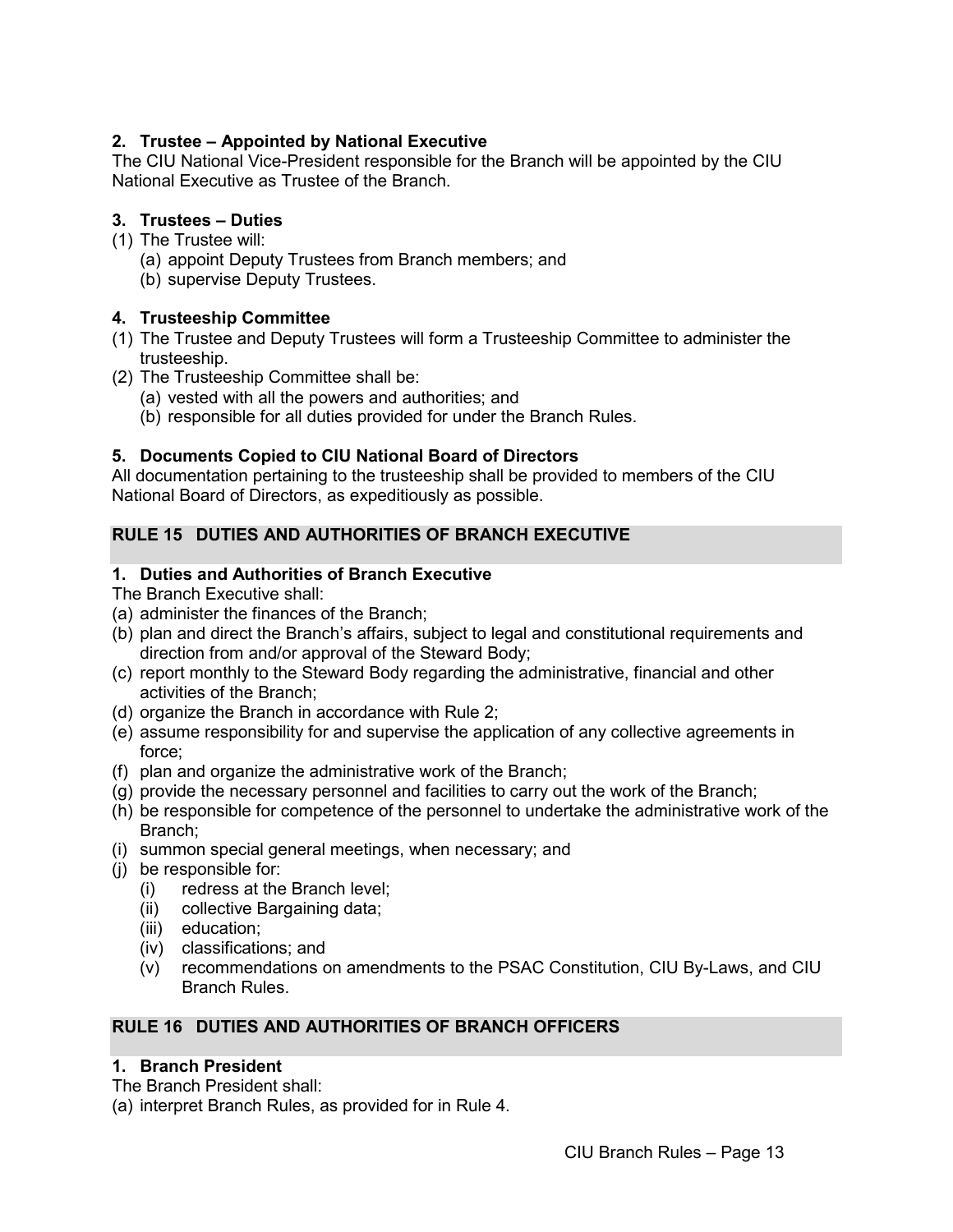### 2. Trustee – Appointed by National Executive

The CIU National Vice-President responsible for the Branch will be appointed by the CIU National Executive as Trustee of the Branch.

### 3. Trustees – Duties

(1) The Trustee will:
   (a) appoint Deputy Trustees from Branch members; and
   (b) supervise Deputy Trustees.

### 4. Trusteeship Committee

(1) The Trustee and Deputy Trustees will form a Trusteeship Committee to administer the trusteeship.
(2) The Trusteeship Committee shall be:
   (a) vested with all the powers and authorities; and
   (b) responsible for all duties provided for under the Branch Rules.

### 5. Documents Copied to CIU National Board of Directors

All documentation pertaining to the trusteeship shall be provided to members of the CIU National Board of Directors, as expeditiously as possible.

## RULE 15 DUTIES AND AUTHORITIES OF BRANCH EXECUTIVE

### 1. Duties and Authorities of Branch Executive

The Branch Executive shall:

(a) administer the finances of the Branch;
(b) plan and direct the Branch's affairs, subject to legal and constitutional requirements and direction from and/or approval of the Steward Body;
(c) report monthly to the Steward Body regarding the administrative, financial and other activities of the Branch;
(d) organize the Branch in accordance with Rule 2;
(e) assume responsibility for and supervise the application of any collective agreements in force;
(f) plan and organize the administrative work of the Branch;
(g) provide the necessary personnel and facilities to carry out the work of the Branch;
(h) be responsible for competence of the personnel to undertake the administrative work of the Branch;
(i) summon special general meetings, when necessary; and
(j) be responsible for:
   (i) redress at the Branch level;
   (ii) collective Bargaining data;
   (iii) education;
   (iv) classifications; and
   (v) recommendations on amendments to the PSAC Constitution, CIU By-Laws, and CIU Branch Rules.

## RULE 16 DUTIES AND AUTHORITIES OF BRANCH OFFICERS

### 1. Branch President

The Branch President shall:

(a) interpret Branch Rules, as provided for in Rule 4.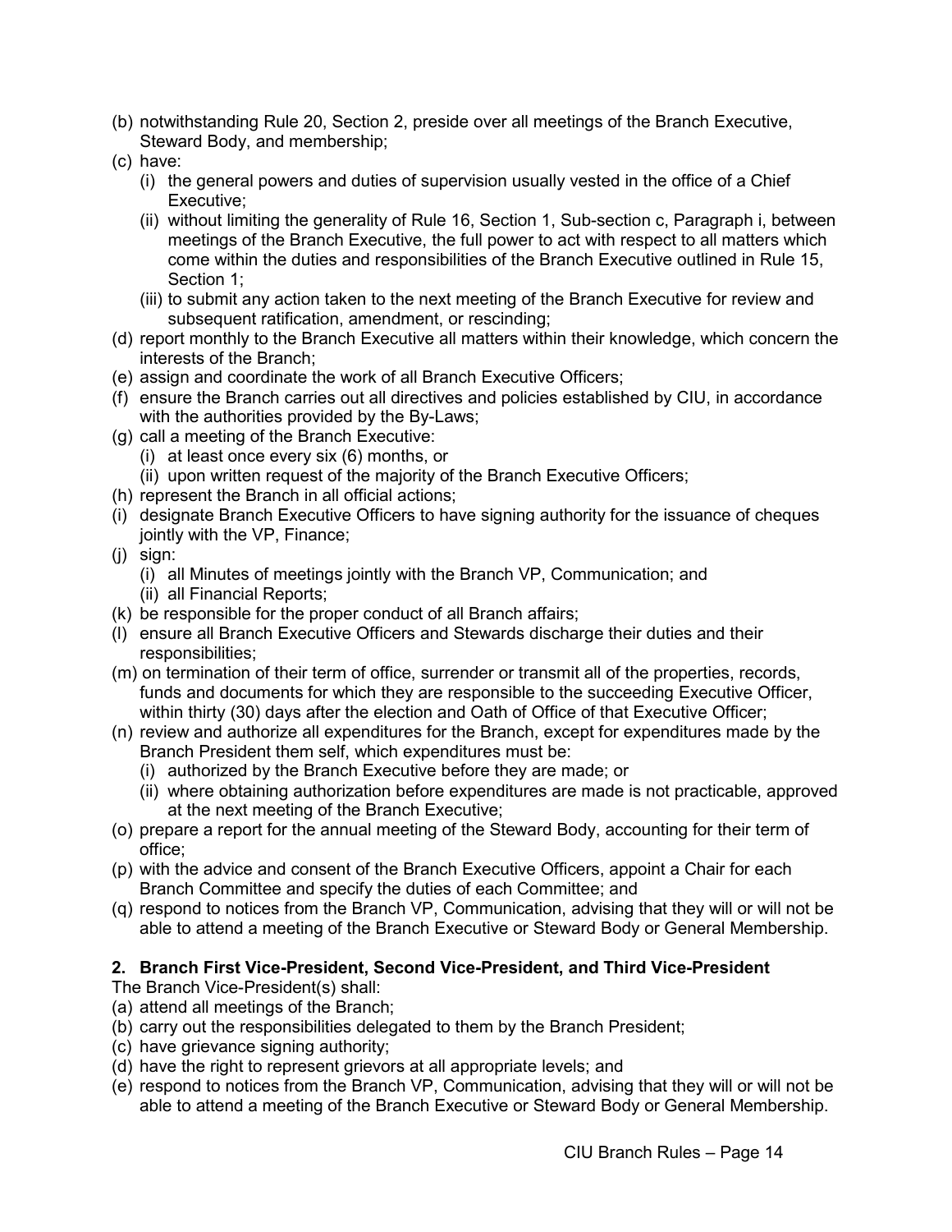(b) notwithstanding Rule 20, Section 2, preside over all meetings of the Branch Executive, Steward Body, and membership;
(c) have:
   (i) the general powers and duties of supervision usually vested in the office of a Chief Executive;
   (ii) without limiting the generality of Rule 16, Section 1, Sub-section c, Paragraph i, between meetings of the Branch Executive, the full power to act with respect to all matters which come within the duties and responsibilities of the Branch Executive outlined in Rule 15, Section 1;
   (iii) to submit any action taken to the next meeting of the Branch Executive for review and subsequent ratification, amendment, or rescinding;
(d) report monthly to the Branch Executive all matters within their knowledge, which concern the interests of the Branch;
(e) assign and coordinate the work of all Branch Executive Officers;
(f) ensure the Branch carries out all directives and policies established by CIU, in accordance with the authorities provided by the By-Laws;
(g) call a meeting of the Branch Executive:
   (i) at least once every six (6) months, or
   (ii) upon written request of the majority of the Branch Executive Officers;
(h) represent the Branch in all official actions;
(i) designate Branch Executive Officers to have signing authority for the issuance of cheques jointly with the VP, Finance;
(j) sign:
   (i) all Minutes of meetings jointly with the Branch VP, Communication; and
   (ii) all Financial Reports;
(k) be responsible for the proper conduct of all Branch affairs;
(l) ensure all Branch Executive Officers and Stewards discharge their duties and their responsibilities;
(m) on termination of their term of office, surrender or transmit all of the properties, records, funds and documents for which they are responsible to the succeeding Executive Officer, within thirty (30) days after the election and Oath of Office of that Executive Officer;
(n) review and authorize all expenditures for the Branch, except for expenditures made by the Branch President them self, which expenditures must be:
   (i) authorized by the Branch Executive before they are made; or
   (ii) where obtaining authorization before expenditures are made is not practicable, approved at the next meeting of the Branch Executive;
(o) prepare a report for the annual meeting of the Steward Body, accounting for their term of office;
(p) with the advice and consent of the Branch Executive Officers, appoint a Chair for each Branch Committee and specify the duties of each Committee; and
(q) respond to notices from the Branch VP, Communication, advising that they will or will not be able to attend a meeting of the Branch Executive or Steward Body or General Membership.

**2. Branch First Vice-President, Second Vice-President, and Third Vice-President**

The Branch Vice-President(s) shall:
(a) attend all meetings of the Branch;
(b) carry out the responsibilities delegated to them by the Branch President;
(c) have grievance signing authority;
(d) have the right to represent grievors at all appropriate levels; and
(e) respond to notices from the Branch VP, Communication, advising that they will or will not be able to attend a meeting of the Branch Executive or Steward Body or General Membership.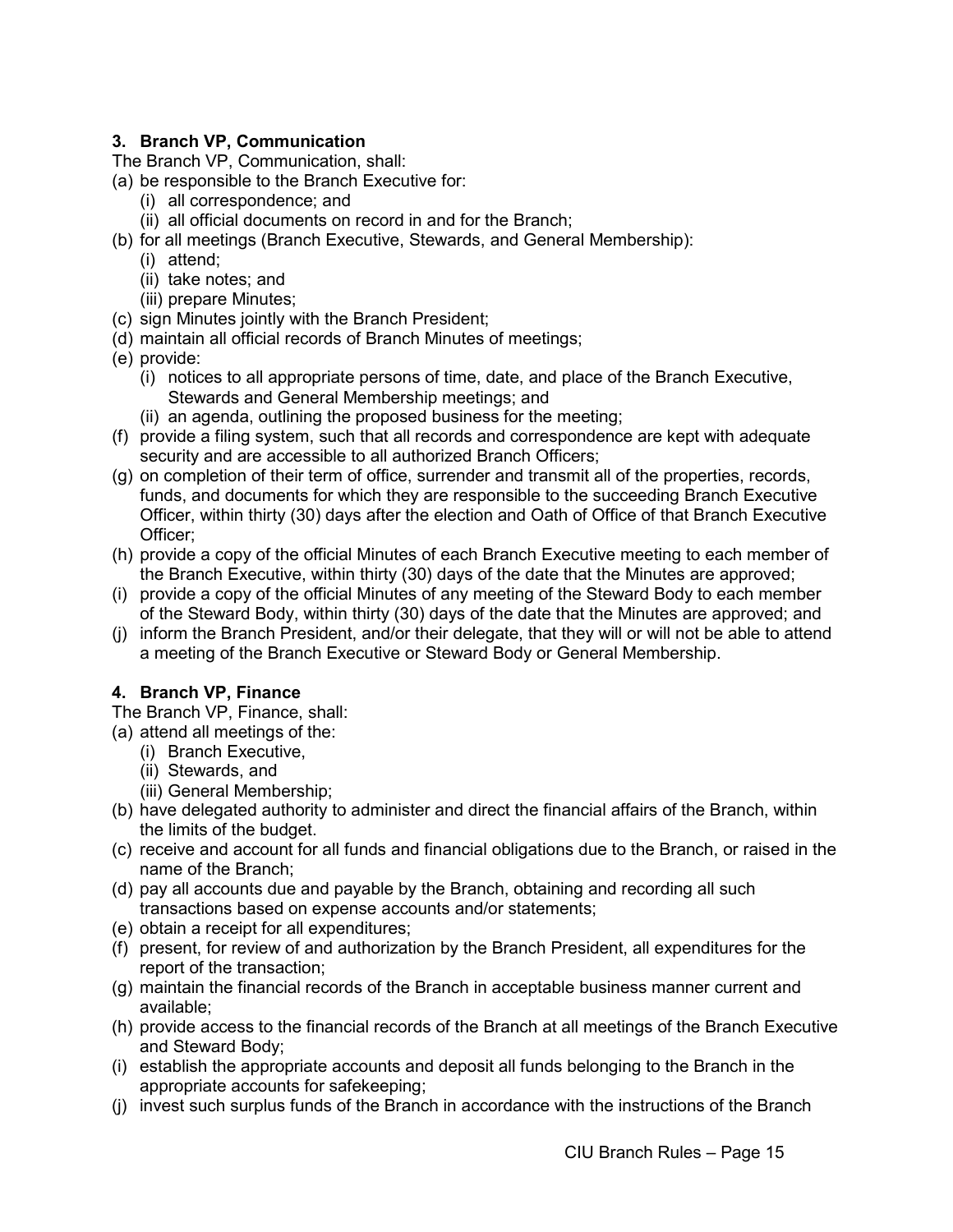### 3. Branch VP, Communication

The Branch VP, Communication, shall:

(a) be responsible to the Branch Executive for:
   (i) all correspondence; and
   (ii) all official documents on record in and for the Branch;
(b) for all meetings (Branch Executive, Stewards, and General Membership):
   (i) attend;
   (ii) take notes; and
   (iii) prepare Minutes;
(c) sign Minutes jointly with the Branch President;
(d) maintain all official records of Branch Minutes of meetings;
(e) provide:
   (i) notices to all appropriate persons of time, date, and place of the Branch Executive, Stewards and General Membership meetings; and
   (ii) an agenda, outlining the proposed business for the meeting;
(f) provide a filing system, such that all records and correspondence are kept with adequate security and are accessible to all authorized Branch Officers;
(g) on completion of their term of office, surrender and transmit all of the properties, records, funds, and documents for which they are responsible to the succeeding Branch Executive Officer, within thirty (30) days after the election and Oath of Office of that Branch Executive Officer;
(h) provide a copy of the official Minutes of each Branch Executive meeting to each member of the Branch Executive, within thirty (30) days of the date that the Minutes are approved;
(i) provide a copy of the official Minutes of any meeting of the Steward Body to each member of the Steward Body, within thirty (30) days of the date that the Minutes are approved; and
(j) inform the Branch President, and/or their delegate, that they will or will not be able to attend a meeting of the Branch Executive or Steward Body or General Membership.

### 4. Branch VP, Finance

The Branch VP, Finance, shall:

(a) attend all meetings of the:
   (i) Branch Executive,
   (ii) Stewards, and
   (iii) General Membership;
(b) have delegated authority to administer and direct the financial affairs of the Branch, within the limits of the budget.
(c) receive and account for all funds and financial obligations due to the Branch, or raised in the name of the Branch;
(d) pay all accounts due and payable by the Branch, obtaining and recording all such transactions based on expense accounts and/or statements;
(e) obtain a receipt for all expenditures;
(f) present, for review of and authorization by the Branch President, all expenditures for the report of the transaction;
(g) maintain the financial records of the Branch in acceptable business manner current and available;
(h) provide access to the financial records of the Branch at all meetings of the Branch Executive and Steward Body;
(i) establish the appropriate accounts and deposit all funds belonging to the Branch in the appropriate accounts for safekeeping;
(j) invest such surplus funds of the Branch in accordance with the instructions of the Branch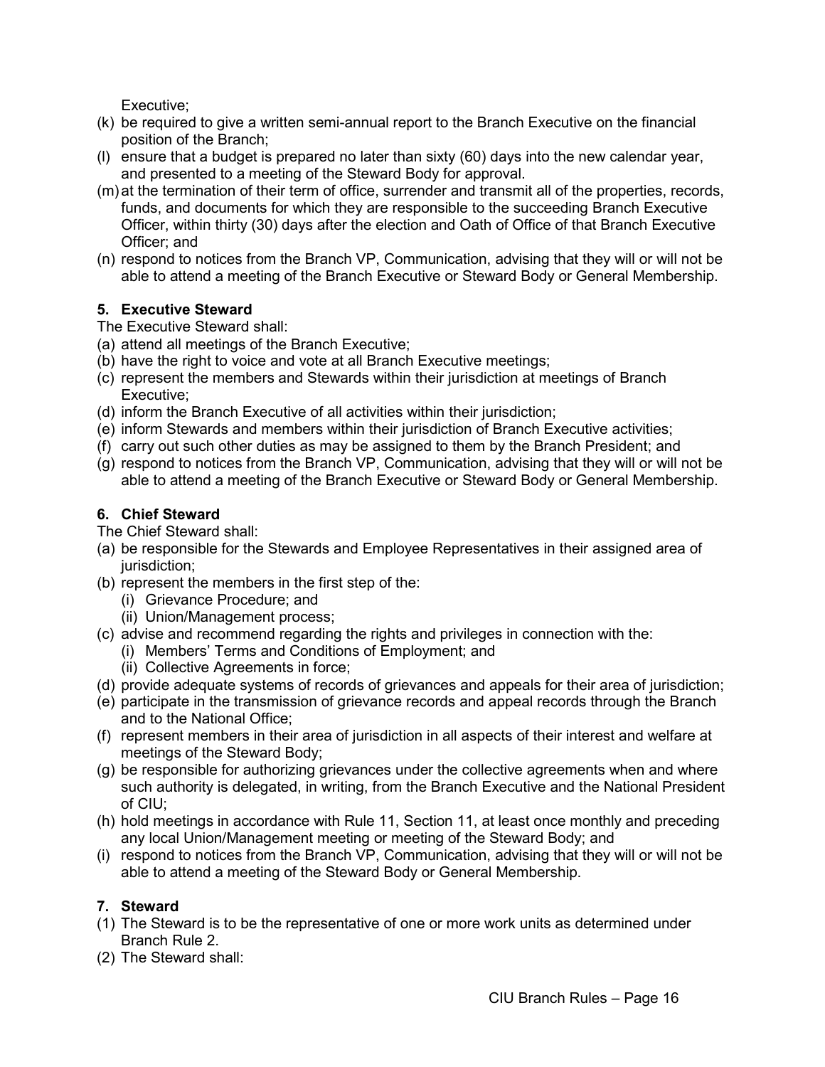Executive;

(k) be required to give a written semi-annual report to the Branch Executive on the financial position of the Branch;
(l) ensure that a budget is prepared no later than sixty (60) days into the new calendar year, and presented to a meeting of the Steward Body for approval.
(m) at the termination of their term of office, surrender and transmit all of the properties, records, funds, and documents for which they are responsible to the succeeding Branch Executive Officer, within thirty (30) days after the election and Oath of Office of that Branch Executive Officer; and
(n) respond to notices from the Branch VP, Communication, advising that they will or will not be able to attend a meeting of the Branch Executive or Steward Body or General Membership.

**5. Executive Steward**

The Executive Steward shall:

(a) attend all meetings of the Branch Executive;
(b) have the right to voice and vote at all Branch Executive meetings;
(c) represent the members and Stewards within their jurisdiction at meetings of Branch Executive;
(d) inform the Branch Executive of all activities within their jurisdiction;
(e) inform Stewards and members within their jurisdiction of Branch Executive activities;
(f) carry out such other duties as may be assigned to them by the Branch President; and
(g) respond to notices from the Branch VP, Communication, advising that they will or will not be able to attend a meeting of the Branch Executive or Steward Body or General Membership.

**6. Chief Steward**

The Chief Steward shall:

(a) be responsible for the Stewards and Employee Representatives in their assigned area of jurisdiction;
(b) represent the members in the first step of the:
   (i) Grievance Procedure; and
   (ii) Union/Management process;
(c) advise and recommend regarding the rights and privileges in connection with the:
   (i) Members' Terms and Conditions of Employment; and
   (ii) Collective Agreements in force;
(d) provide adequate systems of records of grievances and appeals for their area of jurisdiction;
(e) participate in the transmission of grievance records and appeal records through the Branch and to the National Office;
(f) represent members in their area of jurisdiction in all aspects of their interest and welfare at meetings of the Steward Body;
(g) be responsible for authorizing grievances under the collective agreements when and where such authority is delegated, in writing, from the Branch Executive and the National President of CIU;
(h) hold meetings in accordance with Rule 11, Section 11, at least once monthly and preceding any local Union/Management meeting or meeting of the Steward Body; and
(i) respond to notices from the Branch VP, Communication, advising that they will or will not be able to attend a meeting of the Steward Body or General Membership.

**7. Steward**

(1) The Steward is to be the representative of one or more work units as determined under Branch Rule 2.
(2) The Steward shall: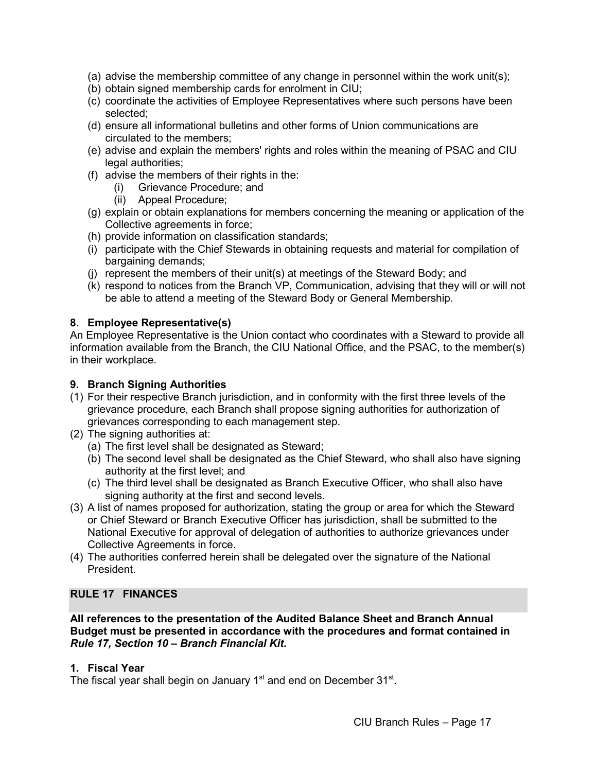(a) advise the membership committee of any change in personnel within the work unit(s);
(b) obtain signed membership cards for enrolment in CIU;
(c) coordinate the activities of Employee Representatives where such persons have been selected;
(d) ensure all informational bulletins and other forms of Union communications are circulated to the members;
(e) advise and explain the members' rights and roles within the meaning of PSAC and CIU legal authorities;
(f) advise the members of their rights in the:
   (i) Grievance Procedure; and
   (ii) Appeal Procedure;
(g) explain or obtain explanations for members concerning the meaning or application of the Collective agreements in force;
(h) provide information on classification standards;
(i) participate with the Chief Stewards in obtaining requests and material for compilation of bargaining demands;
(j) represent the members of their unit(s) at meetings of the Steward Body; and
(k) respond to notices from the Branch VP, Communication, advising that they will or will not be able to attend a meeting of the Steward Body or General Membership.

### 8. Employee Representative(s)

An Employee Representative is the Union contact who coordinates with a Steward to provide all information available from the Branch, the CIU National Office, and the PSAC, to the member(s) in their workplace.

### 9. Branch Signing Authorities

(1) For their respective Branch jurisdiction, and in conformity with the first three levels of the grievance procedure, each Branch shall propose signing authorities for authorization of grievances corresponding to each management step.
(2) The signing authorities at:
   (a) The first level shall be designated as Steward;
   (b) The second level shall be designated as the Chief Steward, who shall also have signing authority at the first level; and
   (c) The third level shall be designated as Branch Executive Officer, who shall also have signing authority at the first and second levels.
(3) A list of names proposed for authorization, stating the group or area for which the Steward or Chief Steward or Branch Executive Officer has jurisdiction, shall be submitted to the National Executive for approval of delegation of authorities to authorize grievances under Collective Agreements in force.
(4) The authorities conferred herein shall be delegated over the signature of the National President.

## RULE 17 FINANCES

**All references to the presentation of the Audited Balance Sheet and Branch Annual Budget must be presented in accordance with the procedures and format contained in *Rule 17, Section 10 – Branch Financial Kit*.**

### 1. Fiscal Year

The fiscal year shall begin on January 1st and end on December 31st.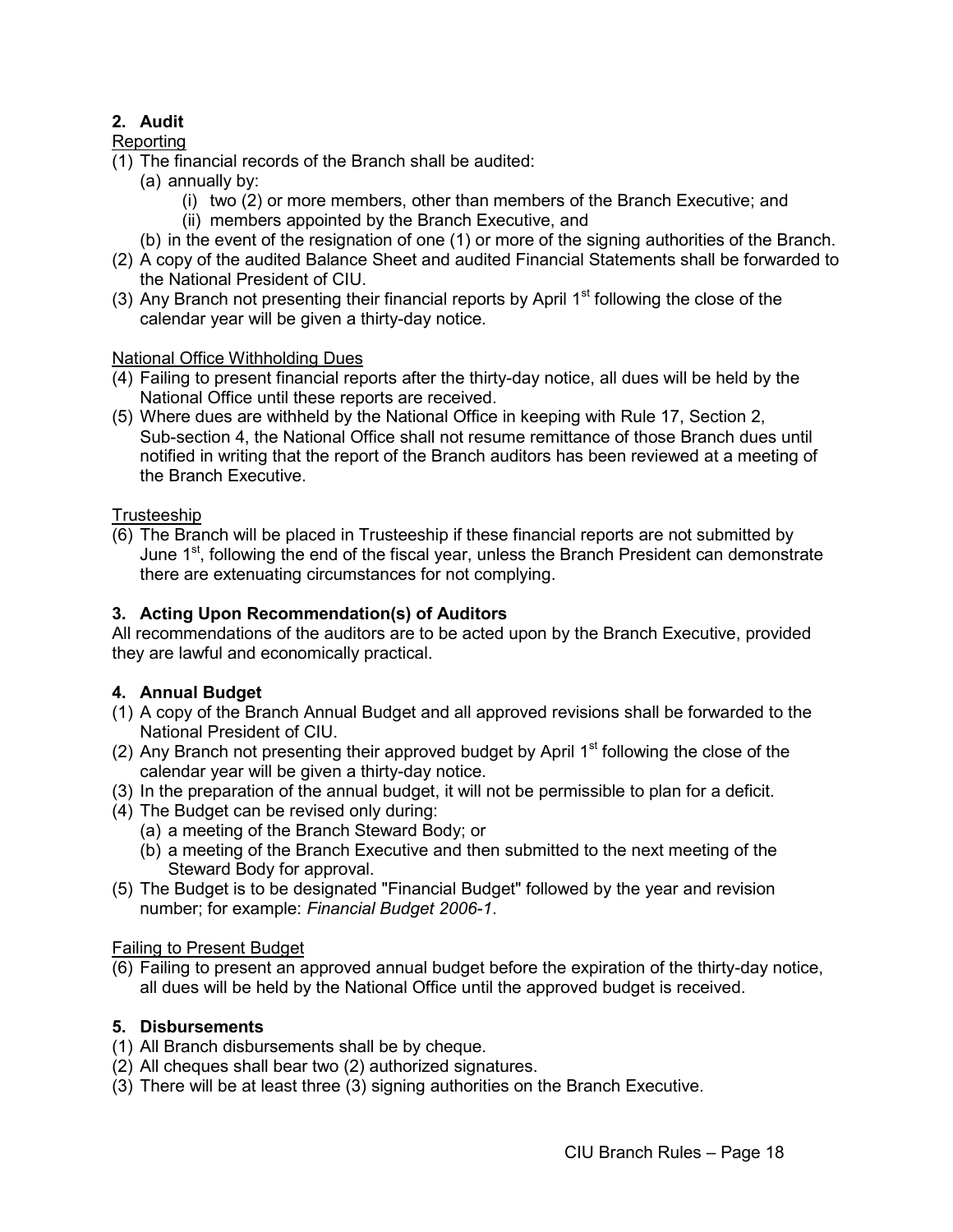**2. Audit**

Reporting

(1) The financial records of the Branch shall be audited:
  (a) annually by:
    (i) two (2) or more members, other than members of the Branch Executive; and
    (ii) members appointed by the Branch Executive, and
  (b) in the event of the resignation of one (1) or more of the signing authorities of the Branch.

(2) A copy of the audited Balance Sheet and audited Financial Statements shall be forwarded to the National President of CIU.

(3) Any Branch not presenting their financial reports by April 1st following the close of the calendar year will be given a thirty-day notice.

National Office Withholding Dues

(4) Failing to present financial reports after the thirty-day notice, all dues will be held by the National Office until these reports are received.

(5) Where dues are withheld by the National Office in keeping with Rule 17, Section 2, Sub-section 4, the National Office shall not resume remittance of those Branch dues until notified in writing that the report of the Branch auditors has been reviewed at a meeting of the Branch Executive.

Trusteeship

(6) The Branch will be placed in Trusteeship if these financial reports are not submitted by June 1st, following the end of the fiscal year, unless the Branch President can demonstrate there are extenuating circumstances for not complying.

**3. Acting Upon Recommendation(s) of Auditors**

All recommendations of the auditors are to be acted upon by the Branch Executive, provided they are lawful and economically practical.

**4. Annual Budget**

(1) A copy of the Branch Annual Budget and all approved revisions shall be forwarded to the National President of CIU.

(2) Any Branch not presenting their approved budget by April 1st following the close of the calendar year will be given a thirty-day notice.

(3) In the preparation of the annual budget, it will not be permissible to plan for a deficit.

(4) The Budget can be revised only during:
  (a) a meeting of the Branch Steward Body; or
  (b) a meeting of the Branch Executive and then submitted to the next meeting of the Steward Body for approval.

(5) The Budget is to be designated "Financial Budget" followed by the year and revision number; for example: *Financial Budget 2006-1.*

Failing to Present Budget

(6) Failing to present an approved annual budget before the expiration of the thirty-day notice, all dues will be held by the National Office until the approved budget is received.

**5. Disbursements**

(1) All Branch disbursements shall be by cheque.

(2) All cheques shall bear two (2) authorized signatures.

(3) There will be at least three (3) signing authorities on the Branch Executive.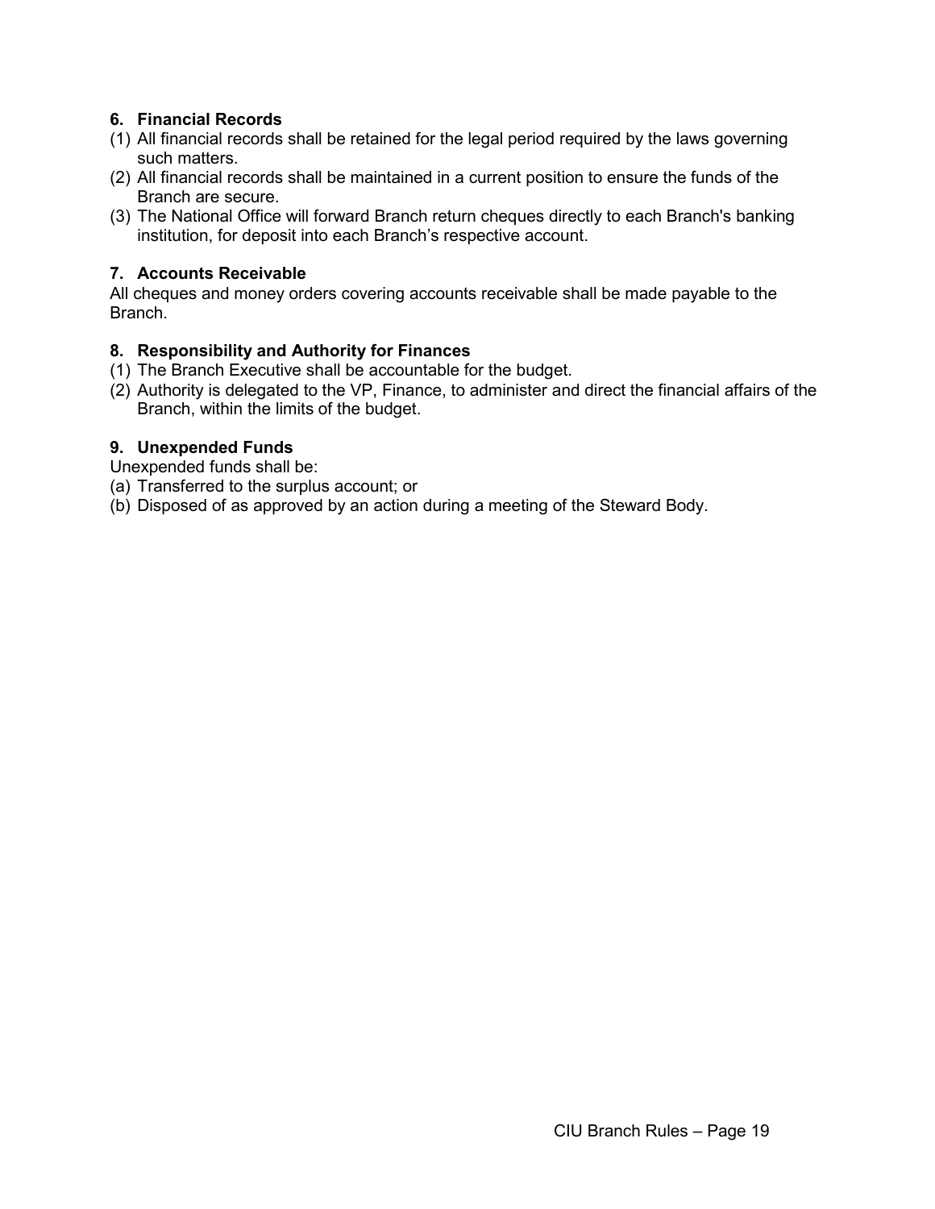### 6. Financial Records

(1) All financial records shall be retained for the legal period required by the laws governing such matters.

(2) All financial records shall be maintained in a current position to ensure the funds of the Branch are secure.

(3) The National Office will forward Branch return cheques directly to each Branch's banking institution, for deposit into each Branch's respective account.

### 7. Accounts Receivable

All cheques and money orders covering accounts receivable shall be made payable to the Branch.

### 8. Responsibility and Authority for Finances

(1) The Branch Executive shall be accountable for the budget.

(2) Authority is delegated to the VP, Finance, to administer and direct the financial affairs of the Branch, within the limits of the budget.

### 9. Unexpended Funds

Unexpended funds shall be:

(a) Transferred to the surplus account; or

(b) Disposed of as approved by an action during a meeting of the Steward Body.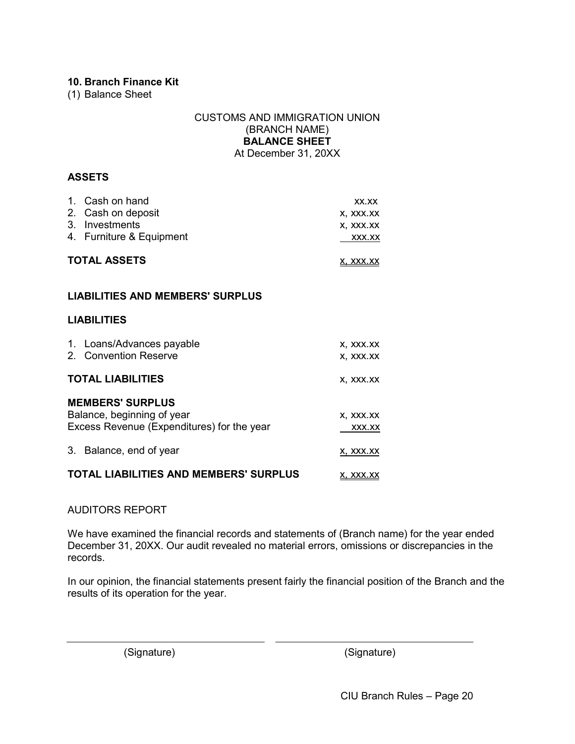## 10. Branch Finance Kit

(1) Balance Sheet

CUSTOMS AND IMMIGRATION UNION
(BRANCH NAME)
**BALANCE SHEET**
At December 31, 20XX

**ASSETS**

| | |
|---|---|
| 1. Cash on hand | xx.xx |
| 2. Cash on deposit | x, xxx.xx |
| 3. Investments | x, xxx.xx |
| 4. Furniture & Equipment | xxx.xx |
| **TOTAL ASSETS** | x, xxx.xx |

**LIABILITIES AND MEMBERS' SURPLUS**

**LIABILITIES**

| | |
|---|---|
| 1. Loans/Advances payable | x, xxx.xx |
| 2. Convention Reserve | x, xxx.xx |
| **TOTAL LIABILITIES** | x, xxx.xx |
| **MEMBERS' SURPLUS** | |
| Balance, beginning of year | x, xxx.xx |
| Excess Revenue (Expenditures) for the year | xxx.xx |
| 3. Balance, end of year | x, xxx.xx |
| **TOTAL LIABILITIES AND MEMBERS' SURPLUS** | x, xxx.xx |

AUDITORS REPORT

We have examined the financial records and statements of (Branch name) for the year ended December 31, 20XX. Our audit revealed no material errors, omissions or discrepancies in the records.

In our opinion, the financial statements present fairly the financial position of the Branch and the results of its operation for the year.

\_\_\_\_\_\_\_\_\_\_\_\_\_\_\_\_\_\_\_\_\_\_\_\_\_\_\_\_ \_\_\_\_\_\_\_\_\_\_\_\_\_\_\_\_\_\_\_\_\_\_\_\_\_\_\_\_

(Signature) (Signature)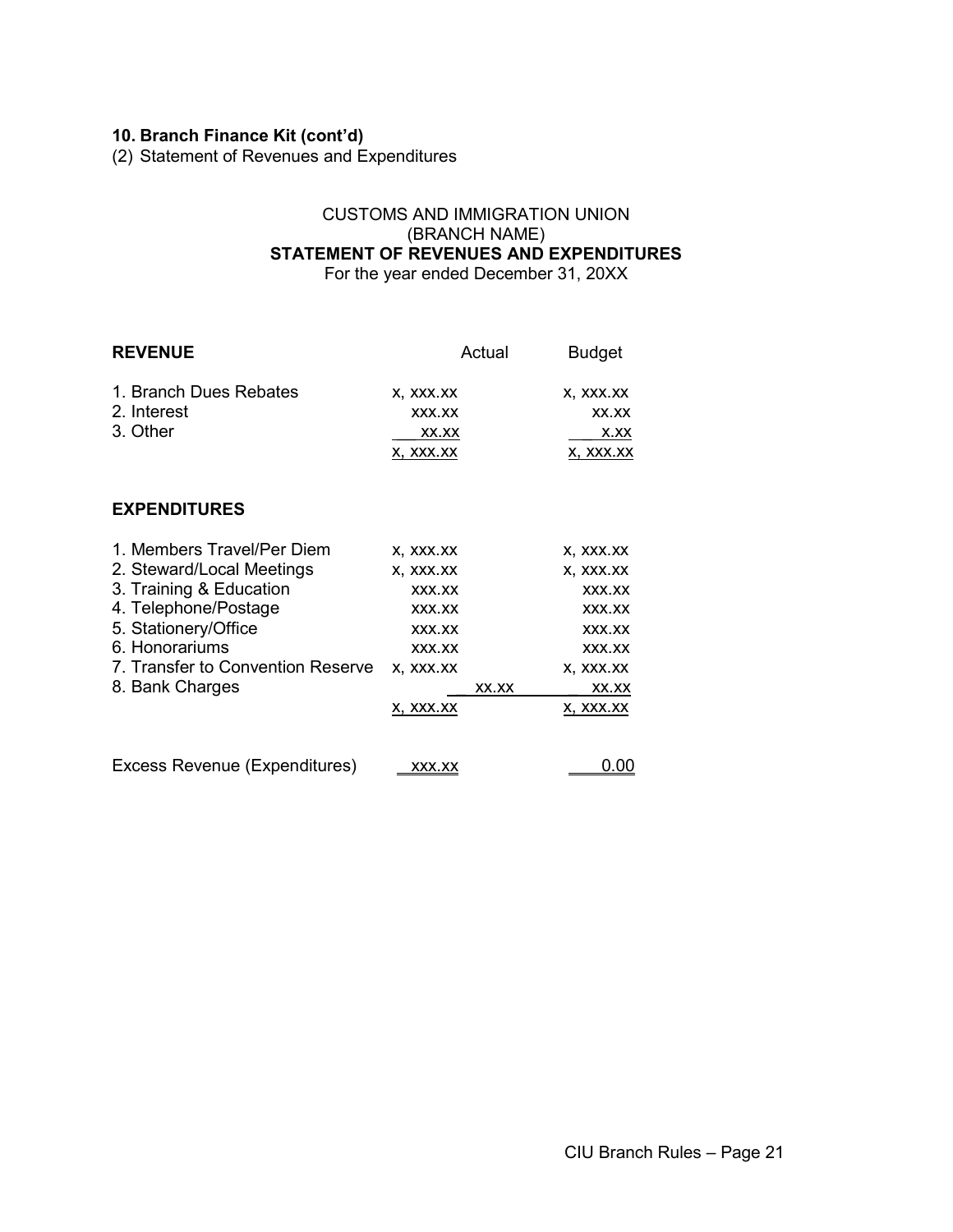**10. Branch Finance Kit (cont'd)**

(2) Statement of Revenues and Expenditures

CUSTOMS AND IMMIGRATION UNION
(BRANCH NAME)
**STATEMENT OF REVENUES AND EXPENDITURES**
For the year ended December 31, 20XX

| **REVENUE** | Actual | Budget |
|---|---|---|
| 1. Branch Dues Rebates | x, xxx.xx | x, xxx.xx |
| 2. Interest | xxx.xx | xx.xx |
| 3. Other | xx.xx | x.xx |
| | x, xxx.xx | x, xxx.xx |

| **EXPENDITURES** | Actual | Budget |
|---|---|---|
| 1. Members Travel/Per Diem | x, xxx.xx | x, xxx.xx |
| 2. Steward/Local Meetings | x, xxx.xx | x, xxx.xx |
| 3. Training & Education | xxx.xx | xxx.xx |
| 4. Telephone/Postage | xxx.xx | xxx.xx |
| 5. Stationery/Office | xxx.xx | xxx.xx |
| 6. Honorariums | xxx.xx | xxx.xx |
| 7. Transfer to Convention Reserve | x, xxx.xx | x, xxx.xx |
| 8. Bank Charges | xx.xx | xx.xx |
| | x, xxx.xx | x, xxx.xx |
| | | |
| Excess Revenue (Expenditures) | xxx.xx | 0.00 |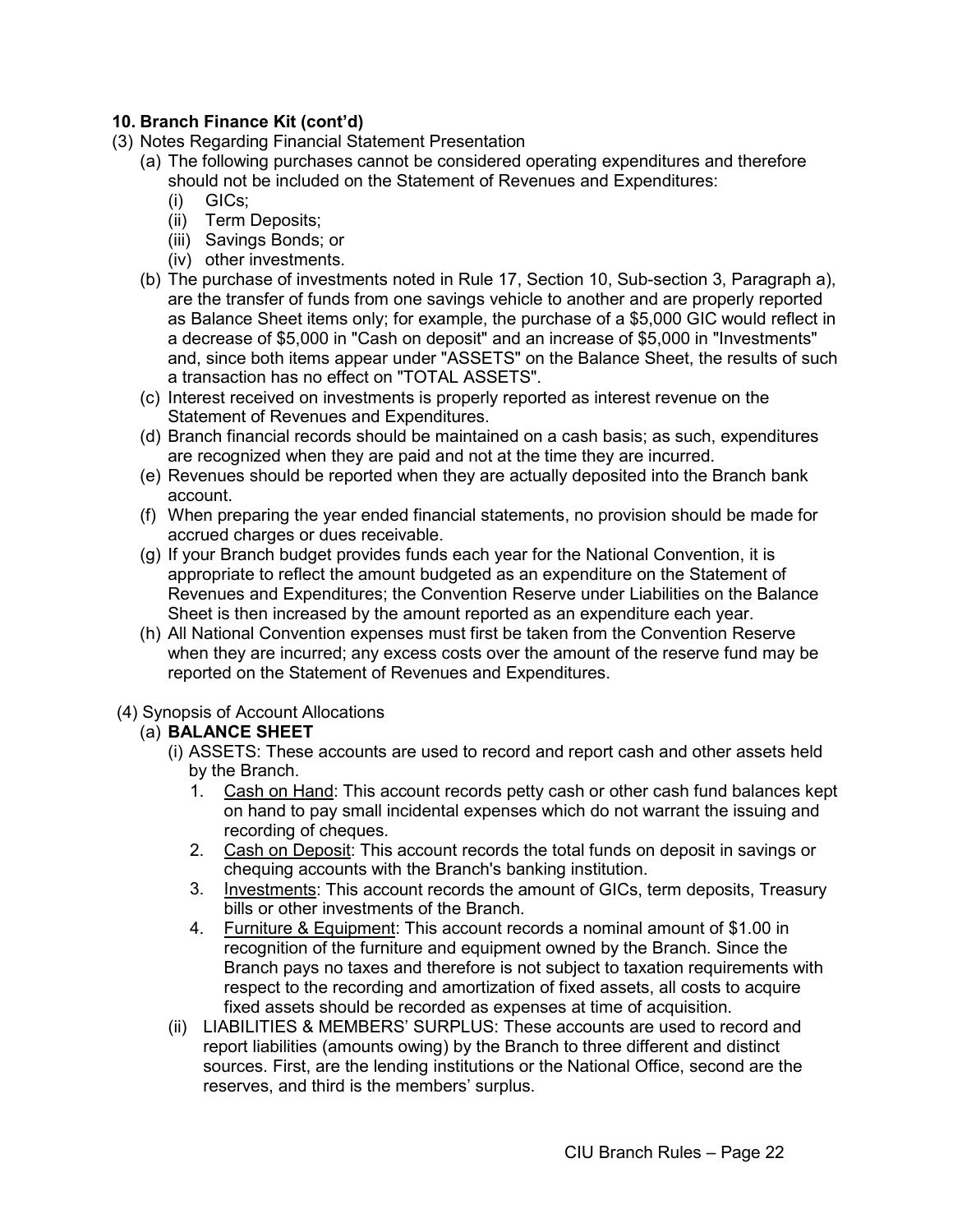**10. Branch Finance Kit (cont'd)**

(3) Notes Regarding Financial Statement Presentation

- (a) The following purchases cannot be considered operating expenditures and therefore should not be included on the Statement of Revenues and Expenditures:
  - (i) GICs;
  - (ii) Term Deposits;
  - (iii) Savings Bonds; or
  - (iv) other investments.
- (b) The purchase of investments noted in Rule 17, Section 10, Sub-section 3, Paragraph a), are the transfer of funds from one savings vehicle to another and are properly reported as Balance Sheet items only; for example, the purchase of a $5,000 GIC would reflect in a decrease of $5,000 in "Cash on deposit" and an increase of $5,000 in "Investments" and, since both items appear under "ASSETS" on the Balance Sheet, the results of such a transaction has no effect on "TOTAL ASSETS".
- (c) Interest received on investments is properly reported as interest revenue on the Statement of Revenues and Expenditures.
- (d) Branch financial records should be maintained on a cash basis; as such, expenditures are recognized when they are paid and not at the time they are incurred.
- (e) Revenues should be reported when they are actually deposited into the Branch bank account.
- (f) When preparing the year ended financial statements, no provision should be made for accrued charges or dues receivable.
- (g) If your Branch budget provides funds each year for the National Convention, it is appropriate to reflect the amount budgeted as an expenditure on the Statement of Revenues and Expenditures; the Convention Reserve under Liabilities on the Balance Sheet is then increased by the amount reported as an expenditure each year.
- (h) All National Convention expenses must first be taken from the Convention Reserve when they are incurred; any excess costs over the amount of the reserve fund may be reported on the Statement of Revenues and Expenditures.

(4) Synopsis of Account Allocations

- (a) **BALANCE SHEET**
  - (i) ASSETS: These accounts are used to record and report cash and other assets held by the Branch.
    1. Cash on Hand: This account records petty cash or other cash fund balances kept on hand to pay small incidental expenses which do not warrant the issuing and recording of cheques.
    2. Cash on Deposit: This account records the total funds on deposit in savings or chequing accounts with the Branch's banking institution.
    3. Investments: This account records the amount of GICs, term deposits, Treasury bills or other investments of the Branch.
    4. Furniture & Equipment: This account records a nominal amount of $1.00 in recognition of the furniture and equipment owned by the Branch. Since the Branch pays no taxes and therefore is not subject to taxation requirements with respect to the recording and amortization of fixed assets, all costs to acquire fixed assets should be recorded as expenses at time of acquisition.
  - (ii) LIABILITIES & MEMBERS' SURPLUS: These accounts are used to record and report liabilities (amounts owing) by the Branch to three different and distinct sources. First, are the lending institutions or the National Office, second are the reserves, and third is the members' surplus.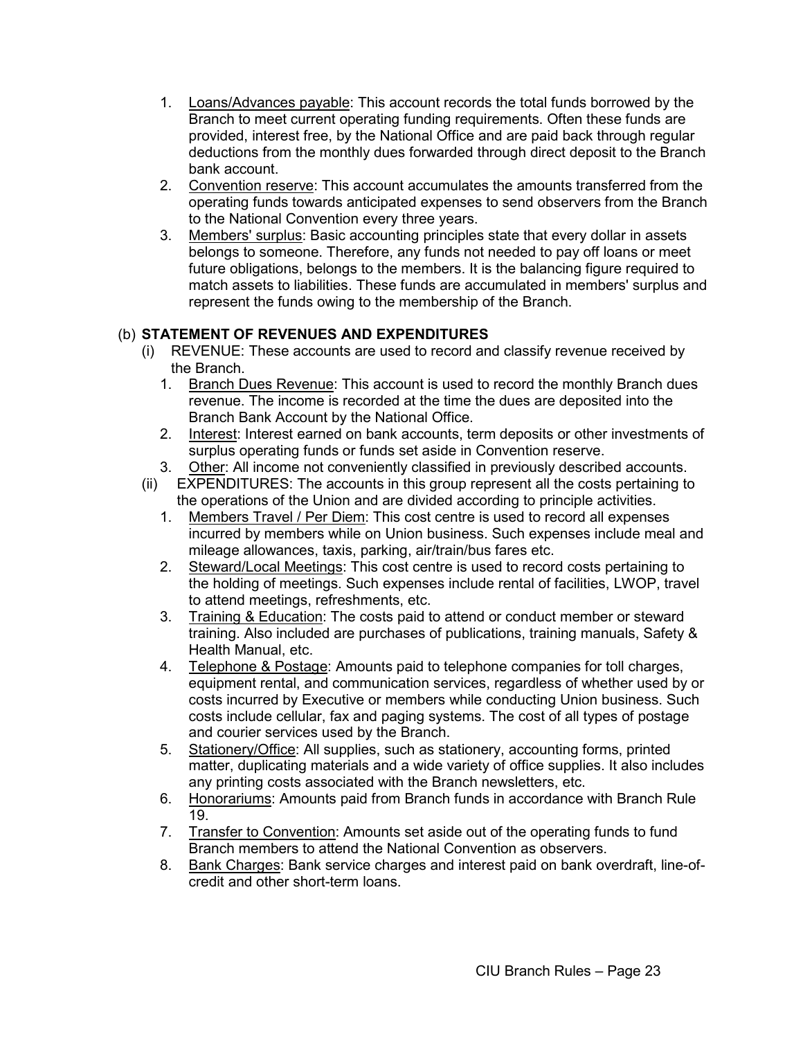1. Loans/Advances payable: This account records the total funds borrowed by the Branch to meet current operating funding requirements. Often these funds are provided, interest free, by the National Office and are paid back through regular deductions from the monthly dues forwarded through direct deposit to the Branch bank account.
2. Convention reserve: This account accumulates the amounts transferred from the operating funds towards anticipated expenses to send observers from the Branch to the National Convention every three years.
3. Members' surplus: Basic accounting principles state that every dollar in assets belongs to someone. Therefore, any funds not needed to pay off loans or meet future obligations, belongs to the members. It is the balancing figure required to match assets to liabilities. These funds are accumulated in members' surplus and represent the funds owing to the membership of the Branch.

(b) **STATEMENT OF REVENUES AND EXPENDITURES**

(i) REVENUE: These accounts are used to record and classify revenue received by the Branch.

1. Branch Dues Revenue: This account is used to record the monthly Branch dues revenue. The income is recorded at the time the dues are deposited into the Branch Bank Account by the National Office.
2. Interest: Interest earned on bank accounts, term deposits or other investments of surplus operating funds or funds set aside in Convention reserve.
3. Other: All income not conveniently classified in previously described accounts.

(ii) EXPENDITURES: The accounts in this group represent all the costs pertaining to the operations of the Union and are divided according to principle activities.

1. Members Travel / Per Diem: This cost centre is used to record all expenses incurred by members while on Union business. Such expenses include meal and mileage allowances, taxis, parking, air/train/bus fares etc.
2. Steward/Local Meetings: This cost centre is used to record costs pertaining to the holding of meetings. Such expenses include rental of facilities, LWOP, travel to attend meetings, refreshments, etc.
3. Training & Education: The costs paid to attend or conduct member or steward training. Also included are purchases of publications, training manuals, Safety & Health Manual, etc.
4. Telephone & Postage: Amounts paid to telephone companies for toll charges, equipment rental, and communication services, regardless of whether used by or costs incurred by Executive or members while conducting Union business. Such costs include cellular, fax and paging systems. The cost of all types of postage and courier services used by the Branch.
5. Stationery/Office: All supplies, such as stationery, accounting forms, printed matter, duplicating materials and a wide variety of office supplies. It also includes any printing costs associated with the Branch newsletters, etc.
6. Honorariums: Amounts paid from Branch funds in accordance with Branch Rule 19.
7. Transfer to Convention: Amounts set aside out of the operating funds to fund Branch members to attend the National Convention as observers.
8. Bank Charges: Bank service charges and interest paid on bank overdraft, line-of-credit and other short-term loans.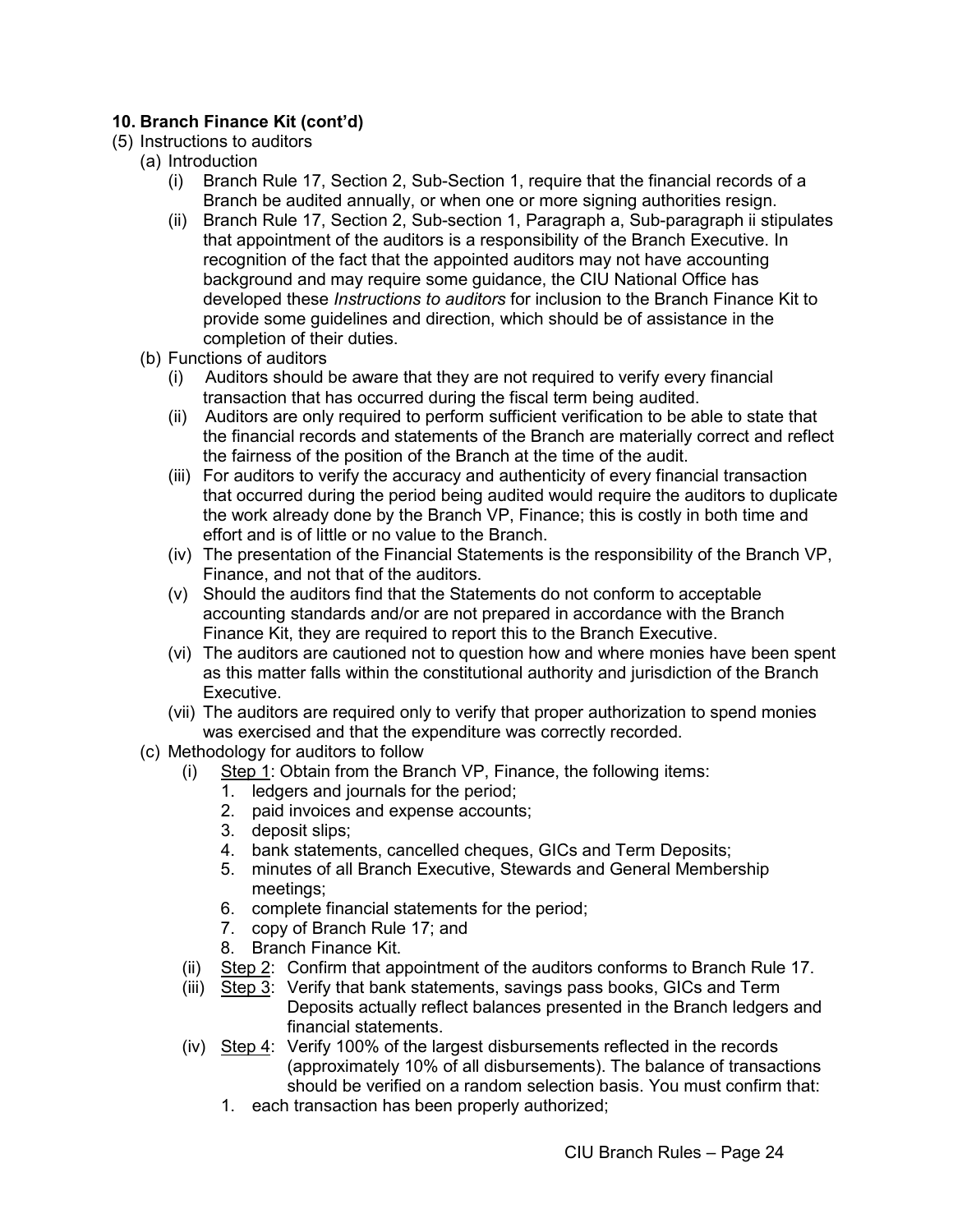**10. Branch Finance Kit (cont'd)**

(5) Instructions to auditors

(a) Introduction

(i) Branch Rule 17, Section 2, Sub-Section 1, require that the financial records of a Branch be audited annually, or when one or more signing authorities resign.

(ii) Branch Rule 17, Section 2, Sub-section 1, Paragraph a, Sub-paragraph ii stipulates that appointment of the auditors is a responsibility of the Branch Executive. In recognition of the fact that the appointed auditors may not have accounting background and may require some guidance, the CIU National Office has developed these *Instructions to auditors* for inclusion to the Branch Finance Kit to provide some guidelines and direction, which should be of assistance in the completion of their duties.

(b) Functions of auditors

(i) Auditors should be aware that they are not required to verify every financial transaction that has occurred during the fiscal term being audited.

(ii) Auditors are only required to perform sufficient verification to be able to state that the financial records and statements of the Branch are materially correct and reflect the fairness of the position of the Branch at the time of the audit.

(iii) For auditors to verify the accuracy and authenticity of every financial transaction that occurred during the period being audited would require the auditors to duplicate the work already done by the Branch VP, Finance; this is costly in both time and effort and is of little or no value to the Branch.

(iv) The presentation of the Financial Statements is the responsibility of the Branch VP, Finance, and not that of the auditors.

(v) Should the auditors find that the Statements do not conform to acceptable accounting standards and/or are not prepared in accordance with the Branch Finance Kit, they are required to report this to the Branch Executive.

(vi) The auditors are cautioned not to question how and where monies have been spent as this matter falls within the constitutional authority and jurisdiction of the Branch Executive.

(vii) The auditors are required only to verify that proper authorization to spend monies was exercised and that the expenditure was correctly recorded.

(c) Methodology for auditors to follow

(i) Step 1: Obtain from the Branch VP, Finance, the following items:

1. ledgers and journals for the period;
2. paid invoices and expense accounts;
3. deposit slips;
4. bank statements, cancelled cheques, GICs and Term Deposits;
5. minutes of all Branch Executive, Stewards and General Membership meetings;
6. complete financial statements for the period;
7. copy of Branch Rule 17; and
8. Branch Finance Kit.

(ii) Step 2: Confirm that appointment of the auditors conforms to Branch Rule 17.

(iii) Step 3: Verify that bank statements, savings pass books, GICs and Term Deposits actually reflect balances presented in the Branch ledgers and financial statements.

(iv) Step 4: Verify 100% of the largest disbursements reflected in the records (approximately 10% of all disbursements). The balance of transactions should be verified on a random selection basis. You must confirm that:

1. each transaction has been properly authorized;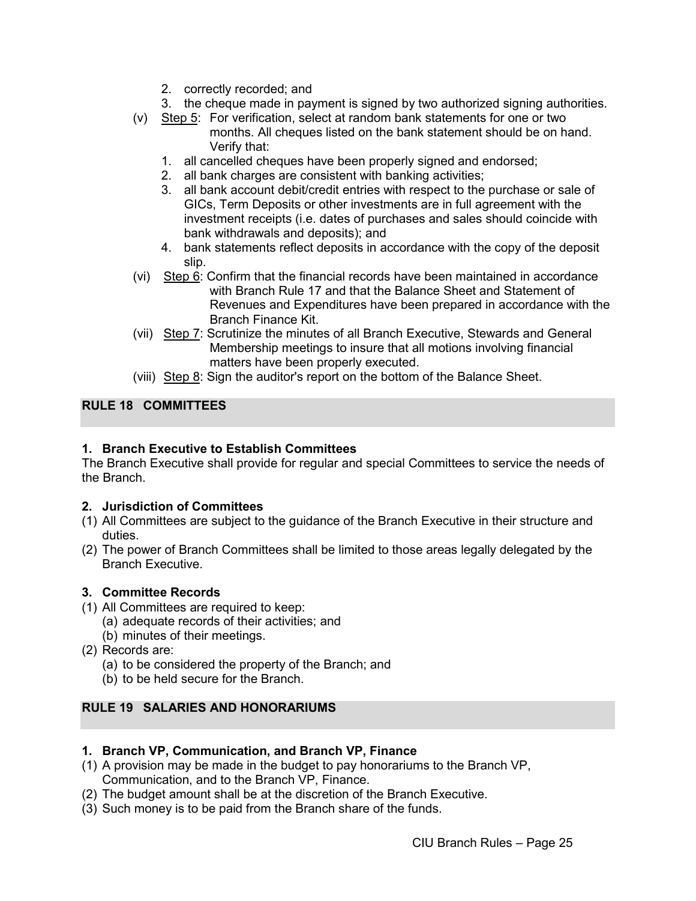2. correctly recorded; and
3. the cheque made in payment is signed by two authorized signing authorities.

(v) Step 5: For verification, select at random bank statements for one or two months. All cheques listed on the bank statement should be on hand. Verify that:

1. all cancelled cheques have been properly signed and endorsed;
2. all bank charges are consistent with banking activities;
3. all bank account debit/credit entries with respect to the purchase or sale of GICs, Term Deposits or other investments are in full agreement with the investment receipts (i.e. dates of purchases and sales should coincide with bank withdrawals and deposits); and
4. bank statements reflect deposits in accordance with the copy of the deposit slip.

(vi) Step 6: Confirm that the financial records have been maintained in accordance with Branch Rule 17 and that the Balance Sheet and Statement of Revenues and Expenditures have been prepared in accordance with the Branch Finance Kit.

(vii) Step 7: Scrutinize the minutes of all Branch Executive, Stewards and General Membership meetings to insure that all motions involving financial matters have been properly executed.

(viii) Step 8: Sign the auditor's report on the bottom of the Balance Sheet.

## RULE 18 COMMITTEES

### 1. Branch Executive to Establish Committees

The Branch Executive shall provide for regular and special Committees to service the needs of the Branch.

### 2. Jurisdiction of Committees

(1) All Committees are subject to the guidance of the Branch Executive in their structure and duties.
(2) The power of Branch Committees shall be limited to those areas legally delegated by the Branch Executive.

### 3. Committee Records

(1) All Committees are required to keep:
  (a) adequate records of their activities; and
  (b) minutes of their meetings.
(2) Records are:
  (a) to be considered the property of the Branch; and
  (b) to be held secure for the Branch.

## RULE 19 SALARIES AND HONORARIUMS

### 1. Branch VP, Communication, and Branch VP, Finance

(1) A provision may be made in the budget to pay honorariums to the Branch VP, Communication, and to the Branch VP, Finance.
(2) The budget amount shall be at the discretion of the Branch Executive.
(3) Such money is to be paid from the Branch share of the funds.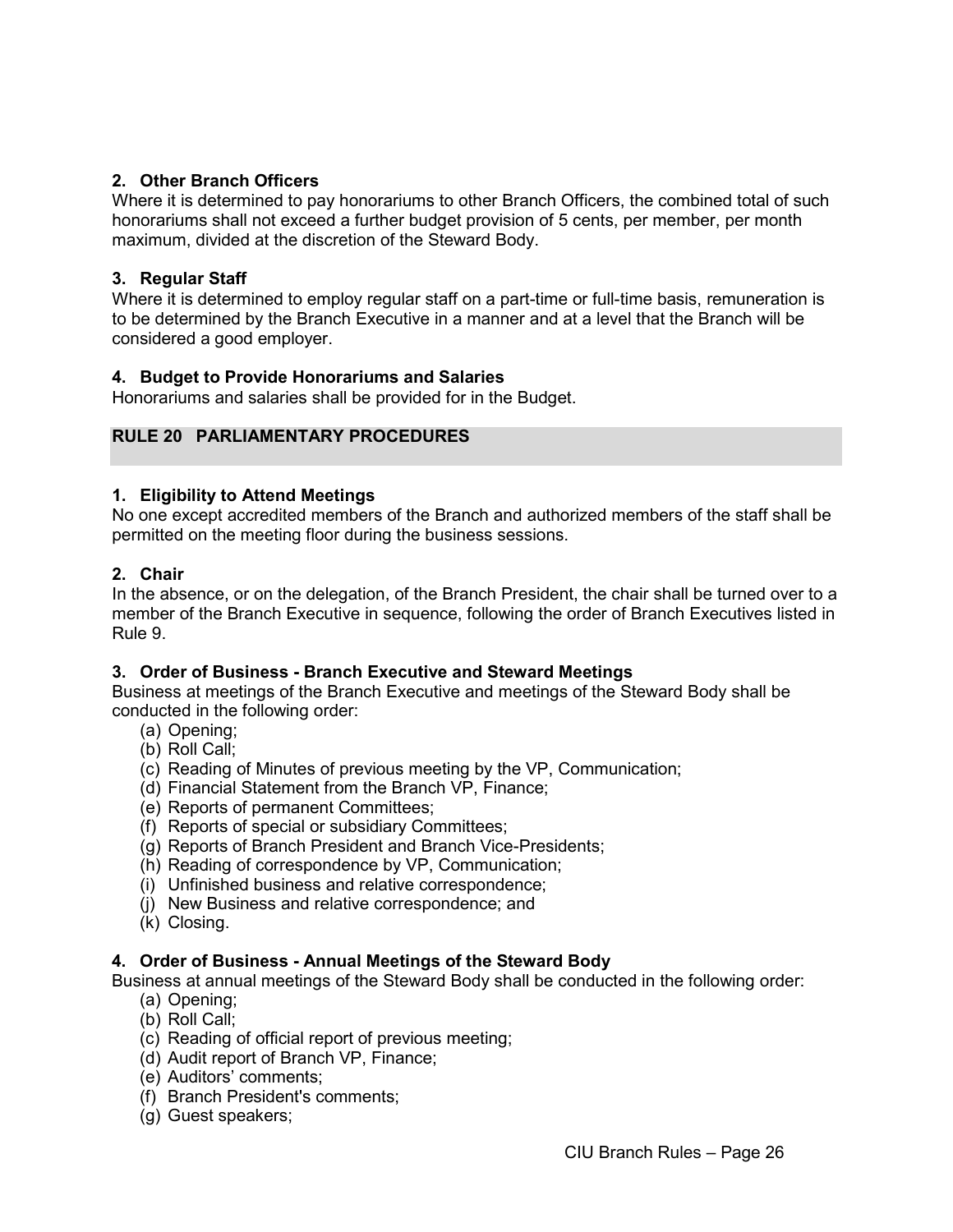### 2. Other Branch Officers

Where it is determined to pay honorariums to other Branch Officers, the combined total of such honorariums shall not exceed a further budget provision of 5 cents, per member, per month maximum, divided at the discretion of the Steward Body.

### 3. Regular Staff

Where it is determined to employ regular staff on a part-time or full-time basis, remuneration is to be determined by the Branch Executive in a manner and at a level that the Branch will be considered a good employer.

### 4. Budget to Provide Honorariums and Salaries

Honorariums and salaries shall be provided for in the Budget.

## RULE 20 PARLIAMENTARY PROCEDURES

### 1. Eligibility to Attend Meetings

No one except accredited members of the Branch and authorized members of the staff shall be permitted on the meeting floor during the business sessions.

### 2. Chair

In the absence, or on the delegation, of the Branch President, the chair shall be turned over to a member of the Branch Executive in sequence, following the order of Branch Executives listed in Rule 9.

### 3. Order of Business - Branch Executive and Steward Meetings

Business at meetings of the Branch Executive and meetings of the Steward Body shall be conducted in the following order:

(a) Opening;
(b) Roll Call;
(c) Reading of Minutes of previous meeting by the VP, Communication;
(d) Financial Statement from the Branch VP, Finance;
(e) Reports of permanent Committees;
(f) Reports of special or subsidiary Committees;
(g) Reports of Branch President and Branch Vice-Presidents;
(h) Reading of correspondence by VP, Communication;
(i) Unfinished business and relative correspondence;
(j) New Business and relative correspondence; and
(k) Closing.

### 4. Order of Business - Annual Meetings of the Steward Body

Business at annual meetings of the Steward Body shall be conducted in the following order:

(a) Opening;
(b) Roll Call;
(c) Reading of official report of previous meeting;
(d) Audit report of Branch VP, Finance;
(e) Auditors' comments;
(f) Branch President's comments;
(g) Guest speakers;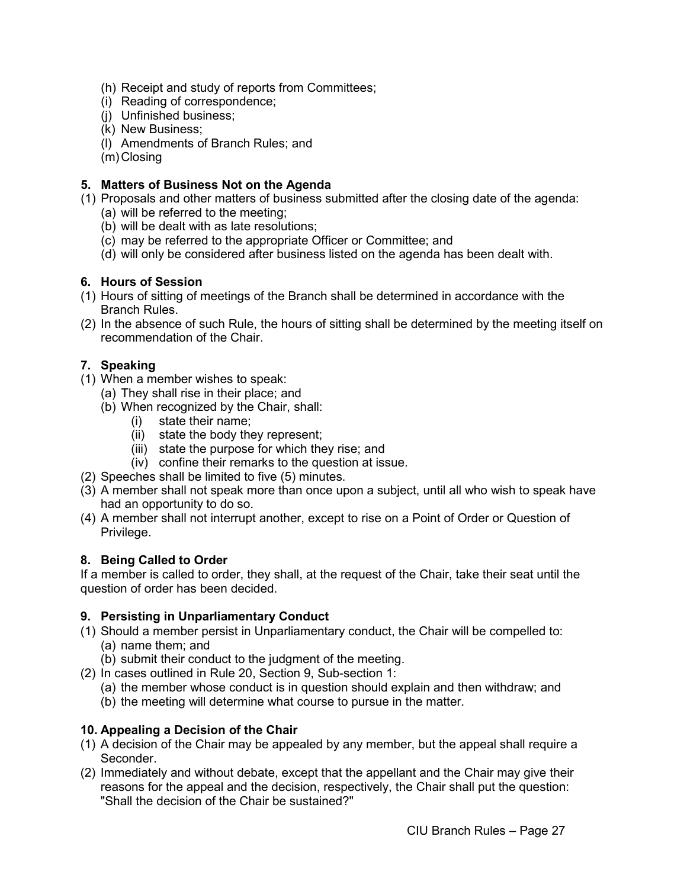(h) Receipt and study of reports from Committees;
(i) Reading of correspondence;
(j) Unfinished business;
(k) New Business;
(l) Amendments of Branch Rules; and
(m) Closing

### 5. Matters of Business Not on the Agenda

(1) Proposals and other matters of business submitted after the closing date of the agenda:
   (a) will be referred to the meeting;
   (b) will be dealt with as late resolutions;
   (c) may be referred to the appropriate Officer or Committee; and
   (d) will only be considered after business listed on the agenda has been dealt with.

### 6. Hours of Session

(1) Hours of sitting of meetings of the Branch shall be determined in accordance with the Branch Rules.
(2) In the absence of such Rule, the hours of sitting shall be determined by the meeting itself on recommendation of the Chair.

### 7. Speaking

(1) When a member wishes to speak:
   (a) They shall rise in their place; and
   (b) When recognized by the Chair, shall:
      (i) state their name;
      (ii) state the body they represent;
      (iii) state the purpose for which they rise; and
      (iv) confine their remarks to the question at issue.
(2) Speeches shall be limited to five (5) minutes.
(3) A member shall not speak more than once upon a subject, until all who wish to speak have had an opportunity to do so.
(4) A member shall not interrupt another, except to rise on a Point of Order or Question of Privilege.

### 8. Being Called to Order

If a member is called to order, they shall, at the request of the Chair, take their seat until the question of order has been decided.

### 9. Persisting in Unparliamentary Conduct

(1) Should a member persist in Unparliamentary conduct, the Chair will be compelled to:
   (a) name them; and
   (b) submit their conduct to the judgment of the meeting.
(2) In cases outlined in Rule 20, Section 9, Sub-section 1:
   (a) the member whose conduct is in question should explain and then withdraw; and
   (b) the meeting will determine what course to pursue in the matter.

### 10. Appealing a Decision of the Chair

(1) A decision of the Chair may be appealed by any member, but the appeal shall require a Seconder.
(2) Immediately and without debate, except that the appellant and the Chair may give their reasons for the appeal and the decision, respectively, the Chair shall put the question: "Shall the decision of the Chair be sustained?"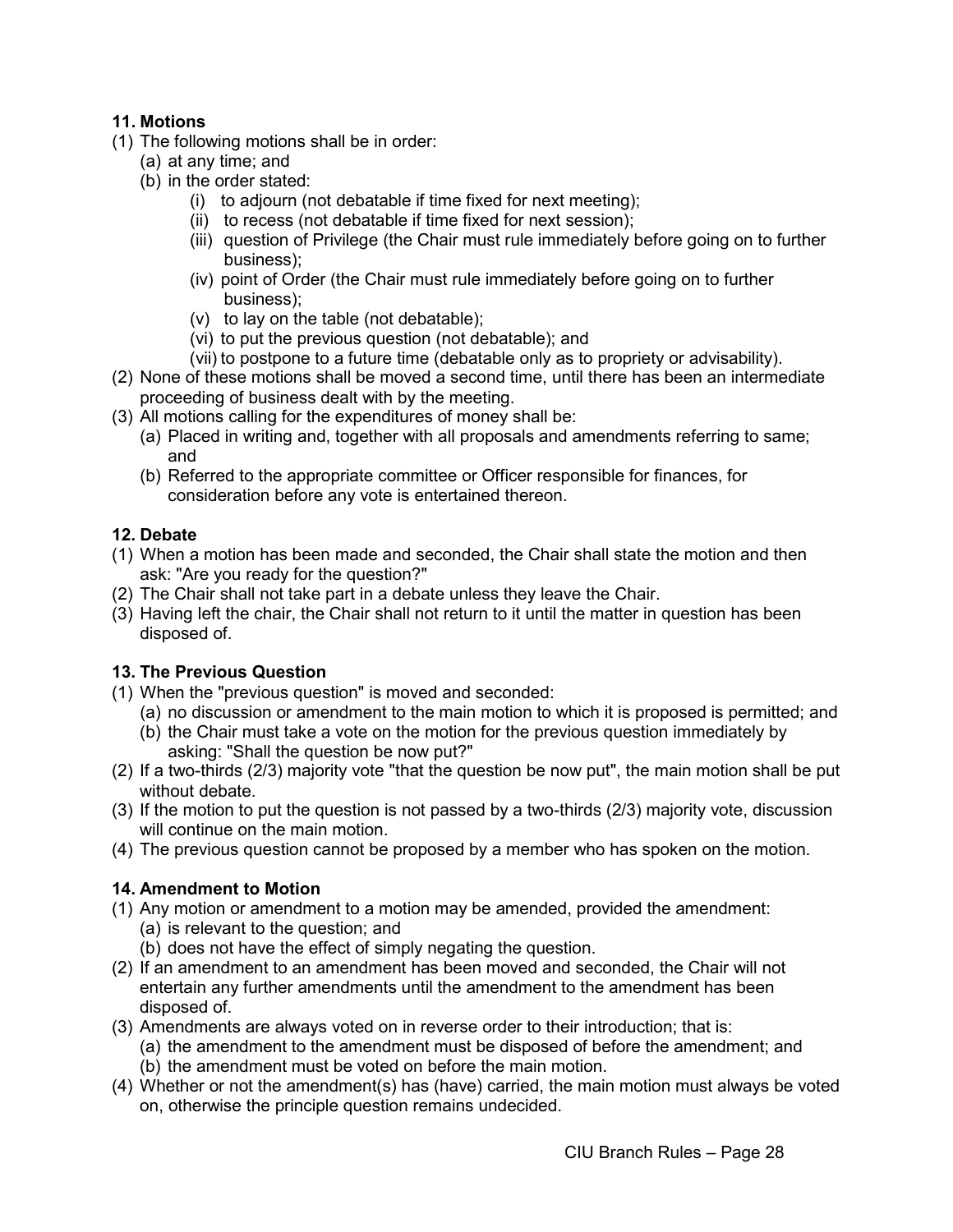**11. Motions**

(1) The following motions shall be in order:
  (a) at any time; and
  (b) in the order stated:
    (i) to adjourn (not debatable if time fixed for next meeting);
    (ii) to recess (not debatable if time fixed for next session);
    (iii) question of Privilege (the Chair must rule immediately before going on to further business);
    (iv) point of Order (the Chair must rule immediately before going on to further business);
    (v) to lay on the table (not debatable);
    (vi) to put the previous question (not debatable); and
    (vii) to postpone to a future time (debatable only as to propriety or advisability).

(2) None of these motions shall be moved a second time, until there has been an intermediate proceeding of business dealt with by the meeting.

(3) All motions calling for the expenditures of money shall be:
  (a) Placed in writing and, together with all proposals and amendments referring to same; and
  (b) Referred to the appropriate committee or Officer responsible for finances, for consideration before any vote is entertained thereon.

**12. Debate**

(1) When a motion has been made and seconded, the Chair shall state the motion and then ask: "Are you ready for the question?"

(2) The Chair shall not take part in a debate unless they leave the Chair.

(3) Having left the chair, the Chair shall not return to it until the matter in question has been disposed of.

**13. The Previous Question**

(1) When the "previous question" is moved and seconded:
  (a) no discussion or amendment to the main motion to which it is proposed is permitted; and
  (b) the Chair must take a vote on the motion for the previous question immediately by asking: "Shall the question be now put?"

(2) If a two-thirds (2/3) majority vote "that the question be now put", the main motion shall be put without debate.

(3) If the motion to put the question is not passed by a two-thirds (2/3) majority vote, discussion will continue on the main motion.

(4) The previous question cannot be proposed by a member who has spoken on the motion.

**14. Amendment to Motion**

(1) Any motion or amendment to a motion may be amended, provided the amendment:
  (a) is relevant to the question; and
  (b) does not have the effect of simply negating the question.

(2) If an amendment to an amendment has been moved and seconded, the Chair will not entertain any further amendments until the amendment to the amendment has been disposed of.

(3) Amendments are always voted on in reverse order to their introduction; that is:
  (a) the amendment to the amendment must be disposed of before the amendment; and
  (b) the amendment must be voted on before the main motion.

(4) Whether or not the amendment(s) has (have) carried, the main motion must always be voted on, otherwise the principle question remains undecided.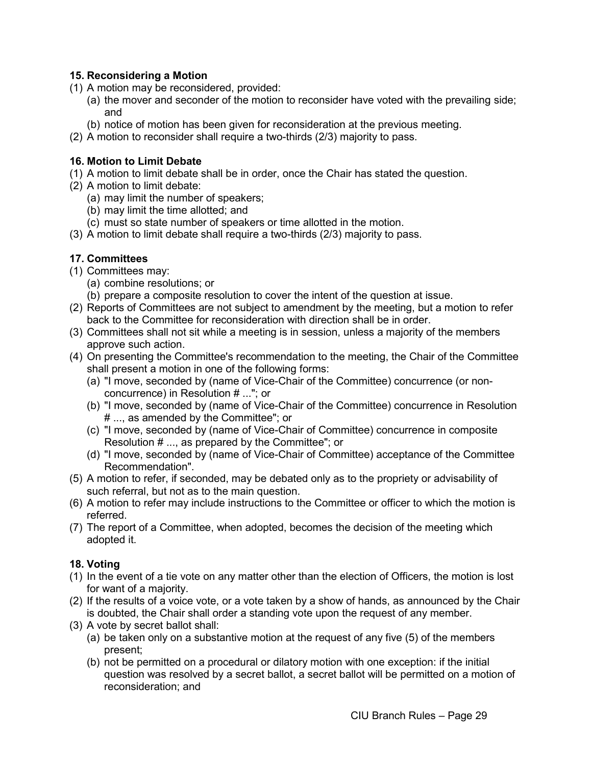**15. Reconsidering a Motion**

(1) A motion may be reconsidered, provided:
   (a) the mover and seconder of the motion to reconsider have voted with the prevailing side; and
   (b) notice of motion has been given for reconsideration at the previous meeting.

(2) A motion to reconsider shall require a two-thirds (2/3) majority to pass.

**16. Motion to Limit Debate**

(1) A motion to limit debate shall be in order, once the Chair has stated the question.

(2) A motion to limit debate:
   (a) may limit the number of speakers;
   (b) may limit the time allotted; and
   (c) must so state number of speakers or time allotted in the motion.

(3) A motion to limit debate shall require a two-thirds (2/3) majority to pass.

**17. Committees**

(1) Committees may:
   (a) combine resolutions; or
   (b) prepare a composite resolution to cover the intent of the question at issue.

(2) Reports of Committees are not subject to amendment by the meeting, but a motion to refer back to the Committee for reconsideration with direction shall be in order.

(3) Committees shall not sit while a meeting is in session, unless a majority of the members approve such action.

(4) On presenting the Committee's recommendation to the meeting, the Chair of the Committee shall present a motion in one of the following forms:
   (a) "I move, seconded by (name of Vice-Chair of the Committee) concurrence (or non-concurrence) in Resolution # ..."; or
   (b) "I move, seconded by (name of Vice-Chair of the Committee) concurrence in Resolution # ..., as amended by the Committee"; or
   (c) "I move, seconded by (name of Vice-Chair of Committee) concurrence in composite Resolution # ..., as prepared by the Committee"; or
   (d) "I move, seconded by (name of Vice-Chair of Committee) acceptance of the Committee Recommendation".

(5) A motion to refer, if seconded, may be debated only as to the propriety or advisability of such referral, but not as to the main question.

(6) A motion to refer may include instructions to the Committee or officer to which the motion is referred.

(7) The report of a Committee, when adopted, becomes the decision of the meeting which adopted it.

**18. Voting**

(1) In the event of a tie vote on any matter other than the election of Officers, the motion is lost for want of a majority.

(2) If the results of a voice vote, or a vote taken by a show of hands, as announced by the Chair is doubted, the Chair shall order a standing vote upon the request of any member.

(3) A vote by secret ballot shall:
   (a) be taken only on a substantive motion at the request of any five (5) of the members present;
   (b) not be permitted on a procedural or dilatory motion with one exception: if the initial question was resolved by a secret ballot, a secret ballot will be permitted on a motion of reconsideration; and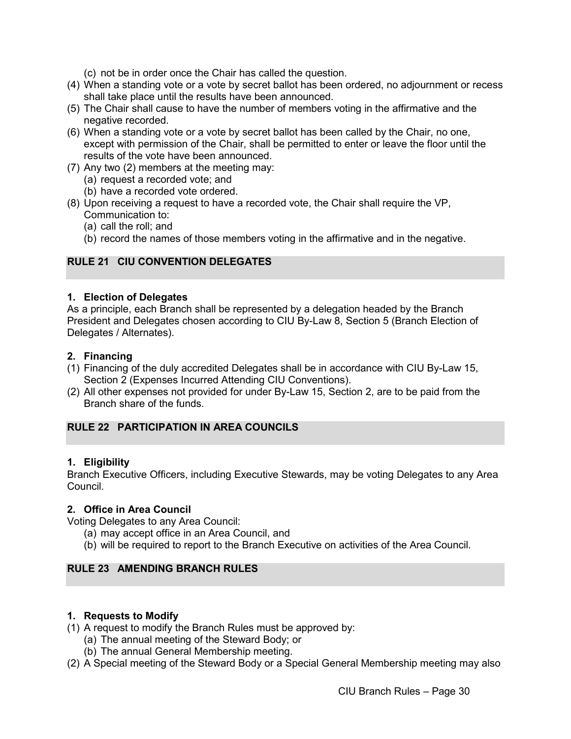(c) not be in order once the Chair has called the question.

(4) When a standing vote or a vote by secret ballot has been ordered, no adjournment or recess shall take place until the results have been announced.

(5) The Chair shall cause to have the number of members voting in the affirmative and the negative recorded.

(6) When a standing vote or a vote by secret ballot has been called by the Chair, no one, except with permission of the Chair, shall be permitted to enter or leave the floor until the results of the vote have been announced.

(7) Any two (2) members at the meeting may:
   (a) request a recorded vote; and
   (b) have a recorded vote ordered.

(8) Upon receiving a request to have a recorded vote, the Chair shall require the VP, Communication to:
   (a) call the roll; and
   (b) record the names of those members voting in the affirmative and in the negative.

## RULE 21 CIU CONVENTION DELEGATES

### 1. Election of Delegates

As a principle, each Branch shall be represented by a delegation headed by the Branch President and Delegates chosen according to CIU By-Law 8, Section 5 (Branch Election of Delegates / Alternates).

### 2. Financing

(1) Financing of the duly accredited Delegates shall be in accordance with CIU By-Law 15, Section 2 (Expenses Incurred Attending CIU Conventions).

(2) All other expenses not provided for under By-Law 15, Section 2, are to be paid from the Branch share of the funds.

## RULE 22 PARTICIPATION IN AREA COUNCILS

### 1. Eligibility

Branch Executive Officers, including Executive Stewards, may be voting Delegates to any Area Council.

### 2. Office in Area Council

Voting Delegates to any Area Council:
   (a) may accept office in an Area Council, and
   (b) will be required to report to the Branch Executive on activities of the Area Council.

## RULE 23 AMENDING BRANCH RULES

### 1. Requests to Modify

(1) A request to modify the Branch Rules must be approved by:
   (a) The annual meeting of the Steward Body; or
   (b) The annual General Membership meeting.

(2) A Special meeting of the Steward Body or a Special General Membership meeting may also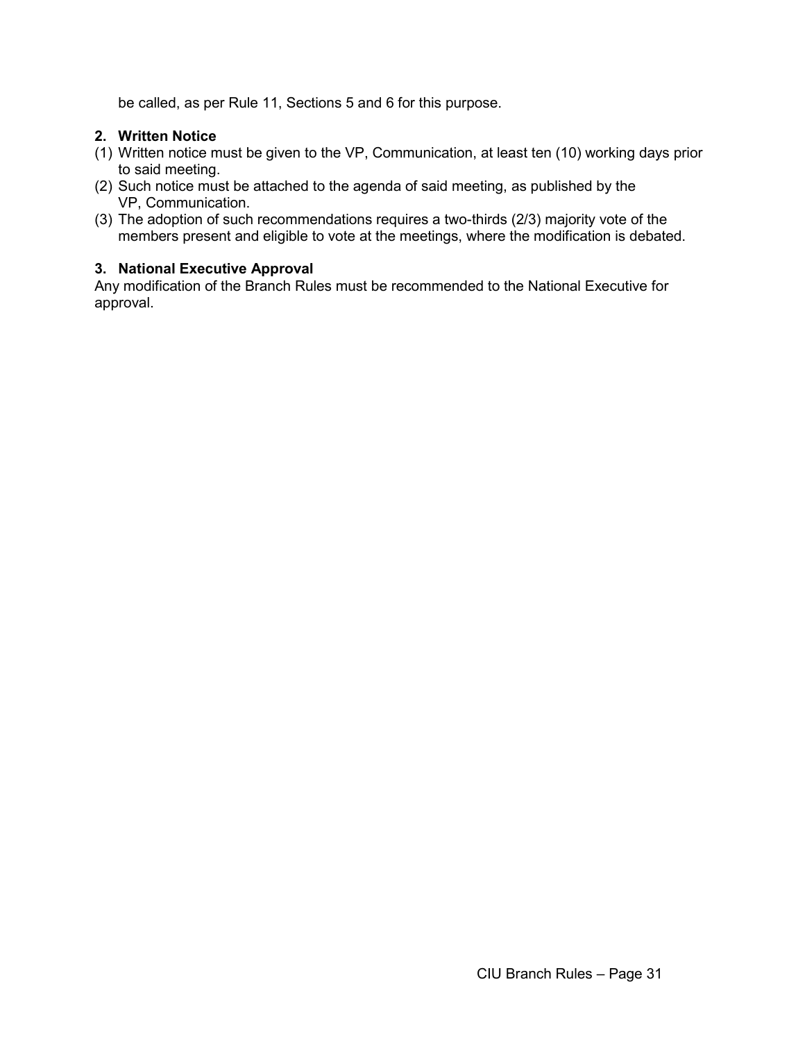be called, as per Rule 11, Sections 5 and 6 for this purpose.

**2. Written Notice**

(1) Written notice must be given to the VP, Communication, at least ten (10) working days prior to said meeting.
(2) Such notice must be attached to the agenda of said meeting, as published by the VP, Communication.
(3) The adoption of such recommendations requires a two-thirds (2/3) majority vote of the members present and eligible to vote at the meetings, where the modification is debated.

**3. National Executive Approval**

Any modification of the Branch Rules must be recommended to the National Executive for approval.